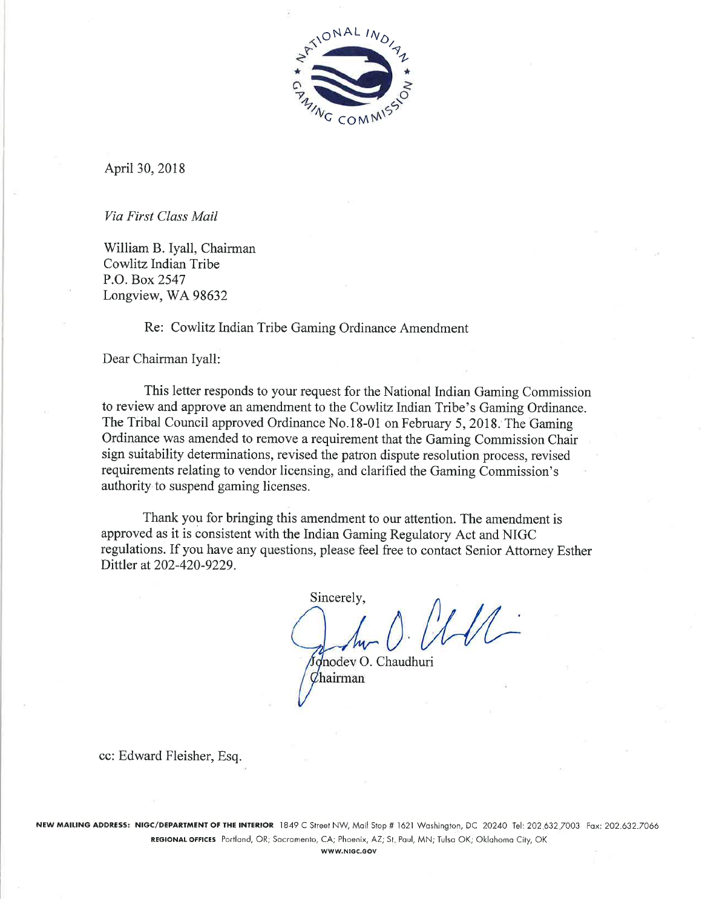April 30, 2018

*Via First Class Mail*

William B. Iyall, Chairman
Cowlitz Indian Tribe
P.O. Box 2547
Longview, WA 98632

Re: Cowlitz Indian Tribe Gaming Ordinance Amendment

Dear Chairman Iyall:

This letter responds to your request for the National Indian Gaming Commission to review and approve an amendment to the Cowlitz Indian Tribe's Gaming Ordinance. The Tribal Council approved Ordinance No.18-01 on February 5, 2018. The Gaming Ordinance was amended to remove a requirement that the Gaming Commission Chair sign suitability determinations, revised the patron dispute resolution process, revised requirements relating to vendor licensing, and clarified the Gaming Commission's authority to suspend gaming licenses.

Thank you for bringing this amendment to our attention. The amendment is approved as it is consistent with the Indian Gaming Regulatory Act and NIGC regulations. If you have any questions, please feel free to contact Senior Attorney Esther Dittler at 202-420-9229.

Sincerely,

Jonodev O. Chaudhuri
Chairman

cc: Edward Fleisher, Esq.

**NEW MAILING ADDRESS: NIGC/DEPARTMENT OF THE INTERIOR** 1849 C Street NW, Mail Stop # 1621 Washington, DC 20240 Tel: 202.632.7003 Fax: 202.632.7066
**REGIONAL OFFICES** Portland, OR; Sacramento, CA; Phoenix, AZ; St. Paul, MN; Tulsa OK; Oklahoma City, OK
WWW.NIGC.GOV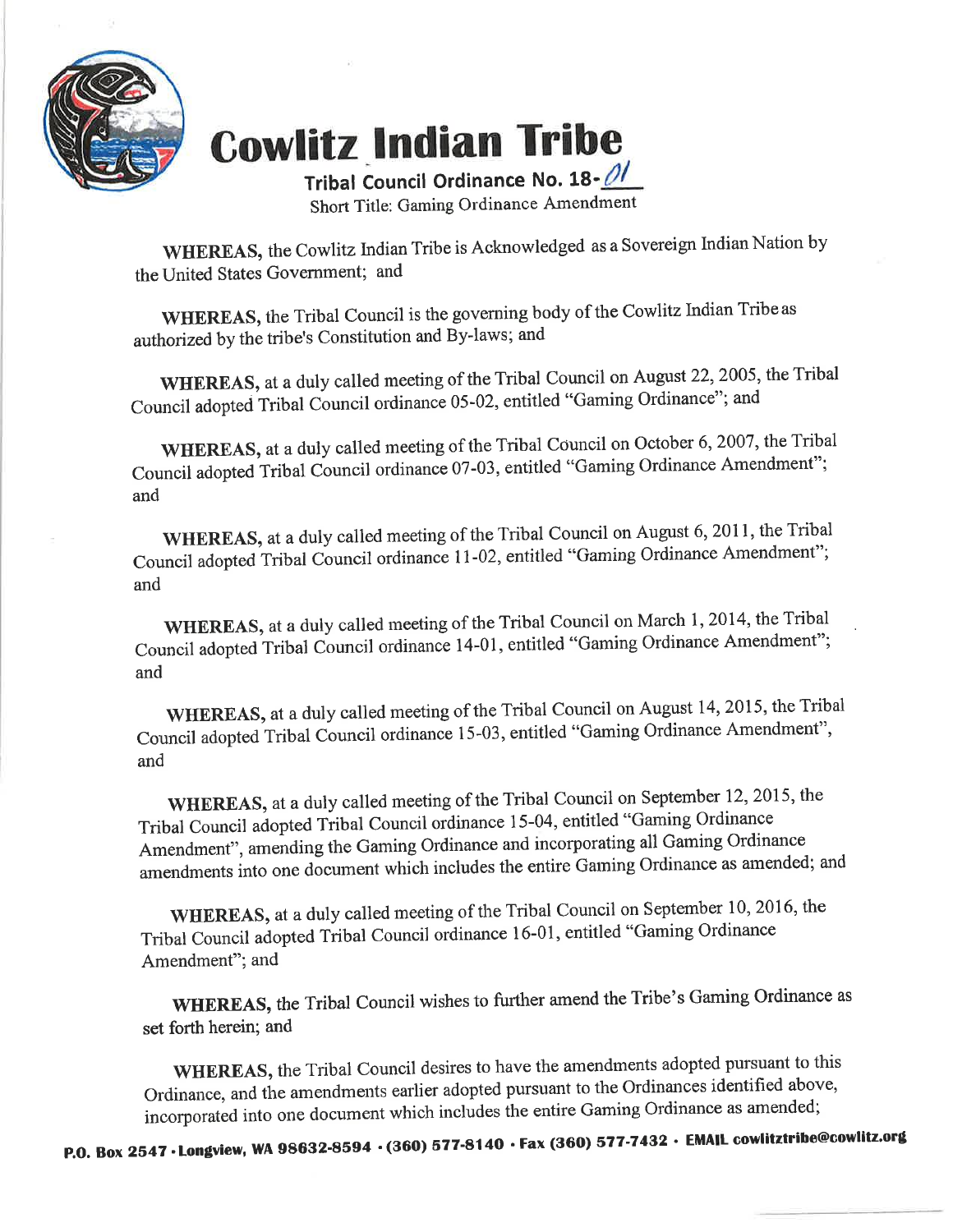# Cowlitz Indian Tribe

**Tribal Council Ordinance No. 18-01**

Short Title: Gaming Ordinance Amendment

**WHEREAS,** the Cowlitz Indian Tribe is Acknowledged as a Sovereign Indian Nation by the United States Government; and

**WHEREAS,** the Tribal Council is the governing body of the Cowlitz Indian Tribe as authorized by the tribe's Constitution and By-laws; and

**WHEREAS,** at a duly called meeting of the Tribal Council on August 22, 2005, the Tribal Council adopted Tribal Council ordinance 05-02, entitled "Gaming Ordinance"; and

**WHEREAS,** at a duly called meeting of the Tribal Council on October 6, 2007, the Tribal Council adopted Tribal Council ordinance 07-03, entitled "Gaming Ordinance Amendment"; and

**WHEREAS,** at a duly called meeting of the Tribal Council on August 6, 2011, the Tribal Council adopted Tribal Council ordinance 11-02, entitled "Gaming Ordinance Amendment"; and

**WHEREAS,** at a duly called meeting of the Tribal Council on March 1, 2014, the Tribal Council adopted Tribal Council ordinance 14-01, entitled "Gaming Ordinance Amendment"; and

**WHEREAS,** at a duly called meeting of the Tribal Council on August 14, 2015, the Tribal Council adopted Tribal Council ordinance 15-03, entitled "Gaming Ordinance Amendment", and

**WHEREAS,** at a duly called meeting of the Tribal Council on September 12, 2015, the Tribal Council adopted Tribal Council ordinance 15-04, entitled "Gaming Ordinance Amendment", amending the Gaming Ordinance and incorporating all Gaming Ordinance amendments into one document which includes the entire Gaming Ordinance as amended; and

**WHEREAS,** at a duly called meeting of the Tribal Council on September 10, 2016, the Tribal Council adopted Tribal Council ordinance 16-01, entitled "Gaming Ordinance Amendment"; and

**WHEREAS,** the Tribal Council wishes to further amend the Tribe's Gaming Ordinance as set forth herein; and

**WHEREAS,** the Tribal Council desires to have the amendments adopted pursuant to this Ordinance, and the amendments earlier adopted pursuant to the Ordinances identified above, incorporated into one document which includes the entire Gaming Ordinance as amended;

P.O. Box 2547 • Longview, WA 98632-8594 • (360) 577-8140 • Fax (360) 577-7432 • EMAIL cowlitztribe@cowlitz.org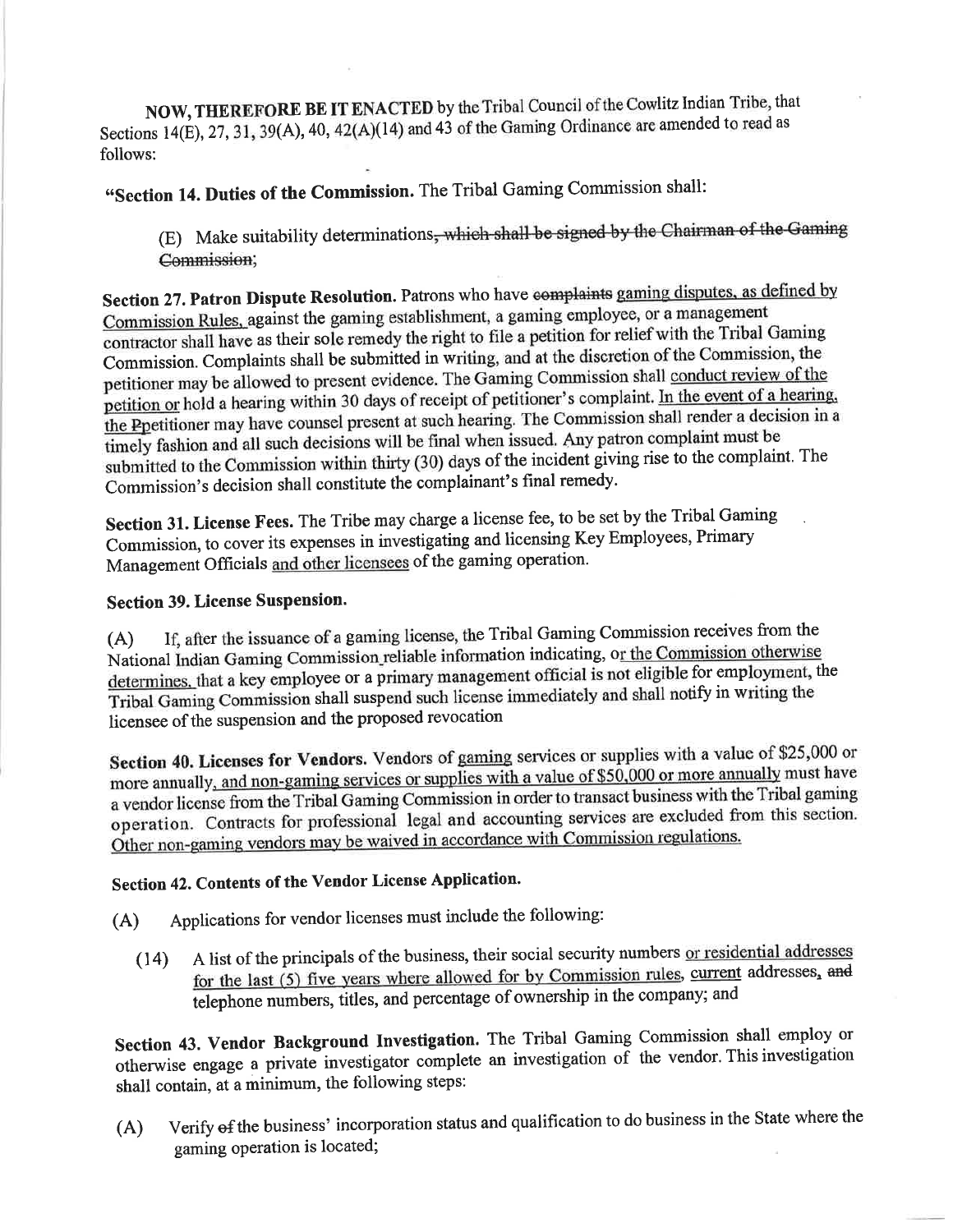**NOW, THEREFORE BE IT ENACTED** by the Tribal Council of the Cowlitz Indian Tribe, that Sections 14(E), 27, 31, 39(A), 40, 42(A)(14) and 43 of the Gaming Ordinance are amended to read as follows:

**"Section 14. Duties of the Commission.** The Tribal Gaming Commission shall:

> (E) Make suitability determinations~~, which shall be signed by the Chairman of the Gaming Commission~~;

**Section 27. Patron Dispute Resolution.** Patrons who have ~~complaints~~ gaming disputes, as defined by Commission Rules, against the gaming establishment, a gaming employee, or a management contractor shall have as their sole remedy the right to file a petition for relief with the Tribal Gaming Commission. Complaints shall be submitted in writing, and at the discretion of the Commission, the petitioner may be allowed to present evidence. The Gaming Commission shall conduct review of the petition or hold a hearing within 30 days of receipt of petitioner's complaint. In the event of a hearing, the ~~P~~petitioner may have counsel present at such hearing. The Commission shall render a decision in a timely fashion and all such decisions will be final when issued. Any patron complaint must be submitted to the Commission within thirty (30) days of the incident giving rise to the complaint. The Commission's decision shall constitute the complainant's final remedy.

**Section 31. License Fees.** The Tribe may charge a license fee, to be set by the Tribal Gaming Commission, to cover its expenses in investigating and licensing Key Employees, Primary Management Officials and other licensees of the gaming operation.

**Section 39. License Suspension.**

(A) If, after the issuance of a gaming license, the Tribal Gaming Commission receives from the National Indian Gaming Commission reliable information indicating, or the Commission otherwise determines, that a key employee or a primary management official is not eligible for employment, the Tribal Gaming Commission shall suspend such license immediately and shall notify in writing the licensee of the suspension and the proposed revocation

**Section 40. Licenses for Vendors.** Vendors of gaming services or supplies with a value of $25,000 or more annually, and non-gaming services or supplies with a value of $50,000 or more annually must have a vendor license from the Tribal Gaming Commission in order to transact business with the Tribal gaming operation. Contracts for professional legal and accounting services are excluded from this section. Other non-gaming vendors may be waived in accordance with Commission regulations.

**Section 42. Contents of the Vendor License Application.**

(A) Applications for vendor licenses must include the following:

> (14) A list of the principals of the business, their social security numbers or residential addresses for the last (5) five years where allowed for by Commission rules, current addresses, ~~and~~ telephone numbers, titles, and percentage of ownership in the company; and

**Section 43. Vendor Background Investigation.** The Tribal Gaming Commission shall employ or otherwise engage a private investigator complete an investigation of the vendor. This investigation shall contain, at a minimum, the following steps:

(A) Verify ~~of~~ the business' incorporation status and qualification to do business in the State where the gaming operation is located;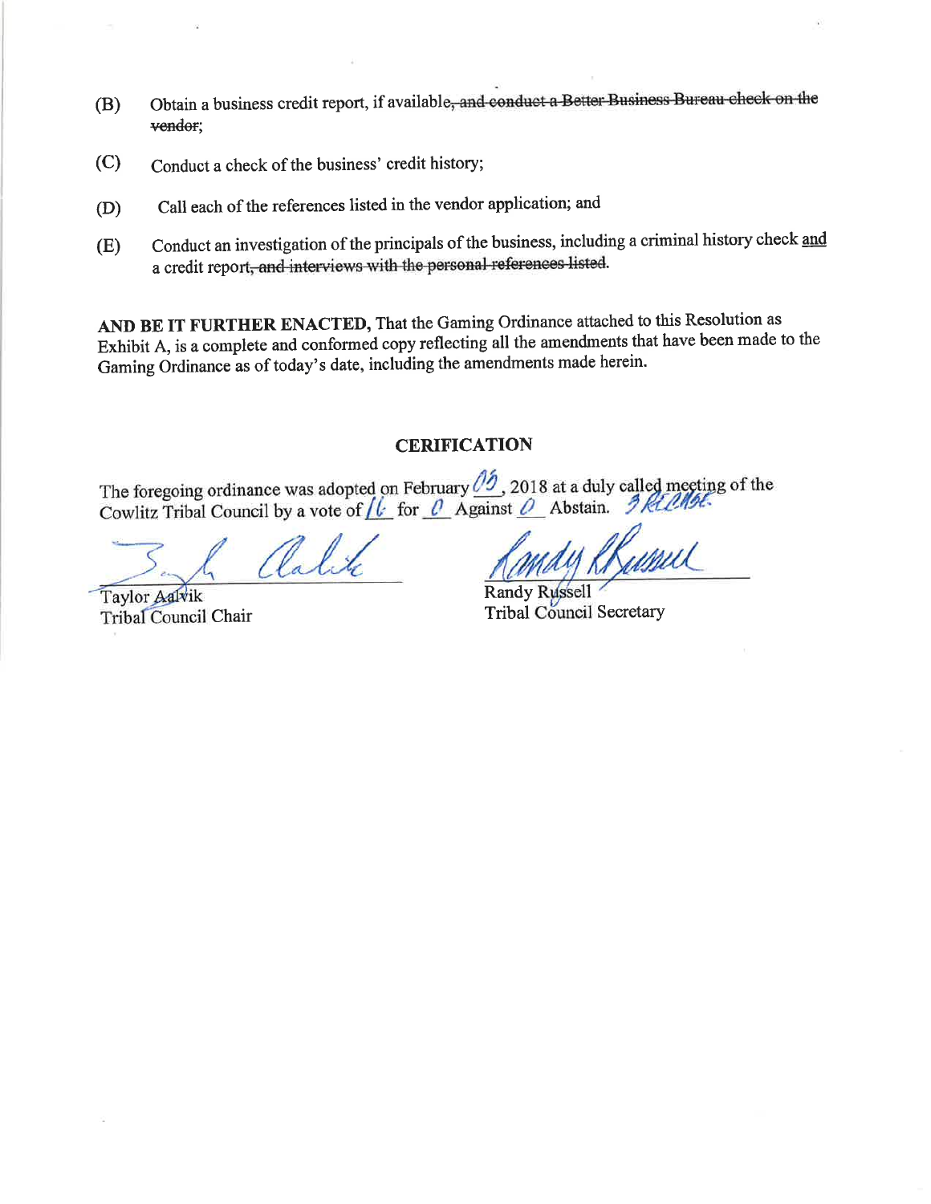(B) Obtain a business credit report, if available~~, and conduct a Better Business Bureau check on the vendor~~;

(C) Conduct a check of the business' credit history;

(D) Call each of the references listed in the vendor application; and

(E) Conduct an investigation of the principals of the business, including a criminal history check <u>and</u> a credit report~~, and interviews with the personal references listed~~.

**AND BE IT FURTHER ENACTED,** That the Gaming Ordinance attached to this Resolution as Exhibit A, is a complete and conformed copy reflecting all the amendments that have been made to the Gaming Ordinance as of today's date, including the amendments made herein.

## CERIFICATION

The foregoing ordinance was adopted on February 05, 2018 at a duly called meeting of the Cowlitz Tribal Council by a vote of 16 for 0 Against 0 Abstain. 3 RECUSE.

Taylor Aalvik
Tribal Council Chair

Randy Russell
Tribal Council Secretary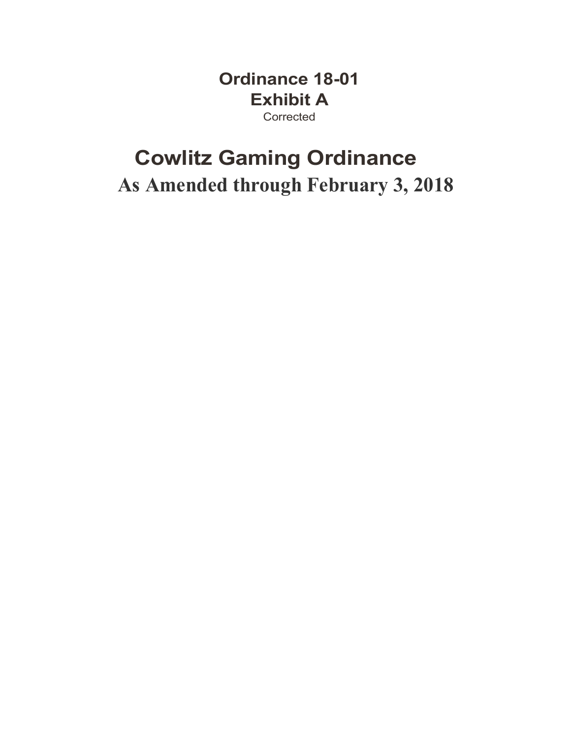**Ordinance 18-01**

**Exhibit A**

Corrected

# Cowlitz Gaming Ordinance

## As Amended through February 3, 2018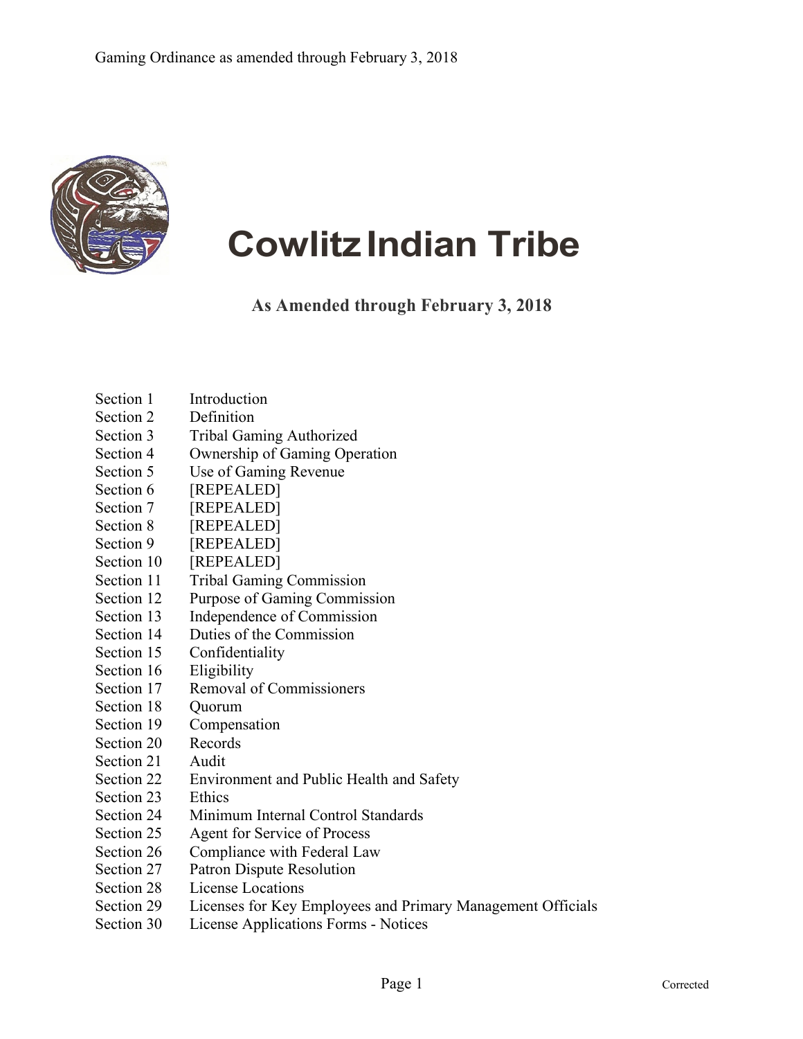# Cowlitz Indian Tribe

**As Amended through February 3, 2018**

| | |
|---|---|
| Section 1 | Introduction |
| Section 2 | Definition |
| Section 3 | Tribal Gaming Authorized |
| Section 4 | Ownership of Gaming Operation |
| Section 5 | Use of Gaming Revenue |
| Section 6 | [REPEALED] |
| Section 7 | [REPEALED] |
| Section 8 | [REPEALED] |
| Section 9 | [REPEALED] |
| Section 10 | [REPEALED] |
| Section 11 | Tribal Gaming Commission |
| Section 12 | Purpose of Gaming Commission |
| Section 13 | Independence of Commission |
| Section 14 | Duties of the Commission |
| Section 15 | Confidentiality |
| Section 16 | Eligibility |
| Section 17 | Removal of Commissioners |
| Section 18 | Quorum |
| Section 19 | Compensation |
| Section 20 | Records |
| Section 21 | Audit |
| Section 22 | Environment and Public Health and Safety |
| Section 23 | Ethics |
| Section 24 | Minimum Internal Control Standards |
| Section 25 | Agent for Service of Process |
| Section 26 | Compliance with Federal Law |
| Section 27 | Patron Dispute Resolution |
| Section 28 | License Locations |
| Section 29 | Licenses for Key Employees and Primary Management Officials |
| Section 30 | License Applications Forms - Notices |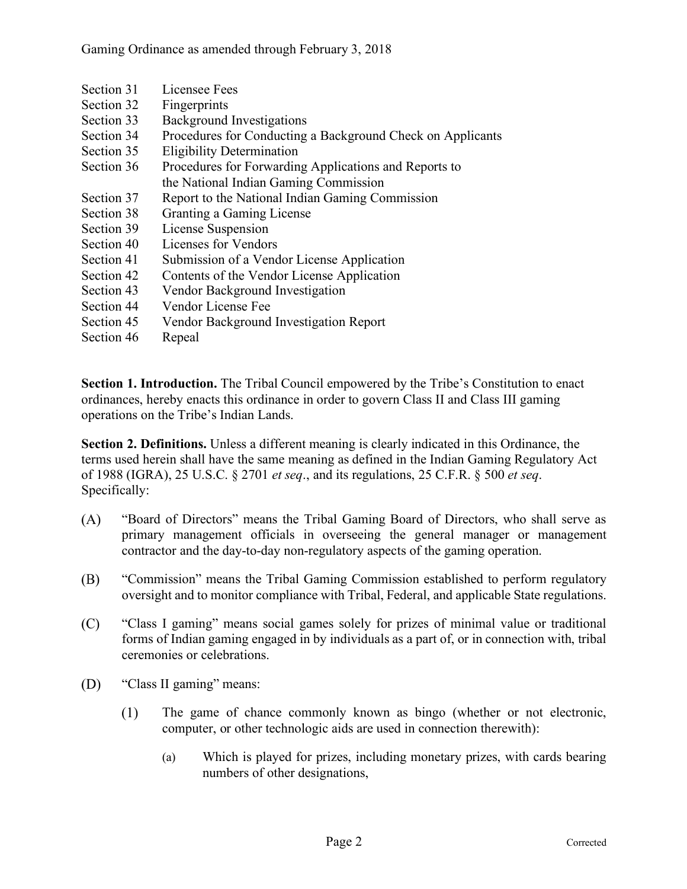Section 31 Licensee Fees
Section 32 Fingerprints
Section 33 Background Investigations
Section 34 Procedures for Conducting a Background Check on Applicants
Section 35 Eligibility Determination
Section 36 Procedures for Forwarding Applications and Reports to the National Indian Gaming Commission
Section 37 Report to the National Indian Gaming Commission
Section 38 Granting a Gaming License
Section 39 License Suspension
Section 40 Licenses for Vendors
Section 41 Submission of a Vendor License Application
Section 42 Contents of the Vendor License Application
Section 43 Vendor Background Investigation
Section 44 Vendor License Fee
Section 45 Vendor Background Investigation Report
Section 46 Repeal

**Section 1. Introduction.** The Tribal Council empowered by the Tribe's Constitution to enact ordinances, hereby enacts this ordinance in order to govern Class II and Class III gaming operations on the Tribe's Indian Lands.

**Section 2. Definitions.** Unless a different meaning is clearly indicated in this Ordinance, the terms used herein shall have the same meaning as defined in the Indian Gaming Regulatory Act of 1988 (IGRA), 25 U.S.C. § 2701 *et seq*., and its regulations, 25 C.F.R. § 500 *et seq*. Specifically:

(A) "Board of Directors" means the Tribal Gaming Board of Directors, who shall serve as primary management officials in overseeing the general manager or management contractor and the day-to-day non-regulatory aspects of the gaming operation.

(B) "Commission" means the Tribal Gaming Commission established to perform regulatory oversight and to monitor compliance with Tribal, Federal, and applicable State regulations.

(C) "Class I gaming" means social games solely for prizes of minimal value or traditional forms of Indian gaming engaged in by individuals as a part of, or in connection with, tribal ceremonies or celebrations.

(D) "Class II gaming" means:

   (1) The game of chance commonly known as bingo (whether or not electronic, computer, or other technologic aids are used in connection therewith):

      (a) Which is played for prizes, including monetary prizes, with cards bearing numbers of other designations,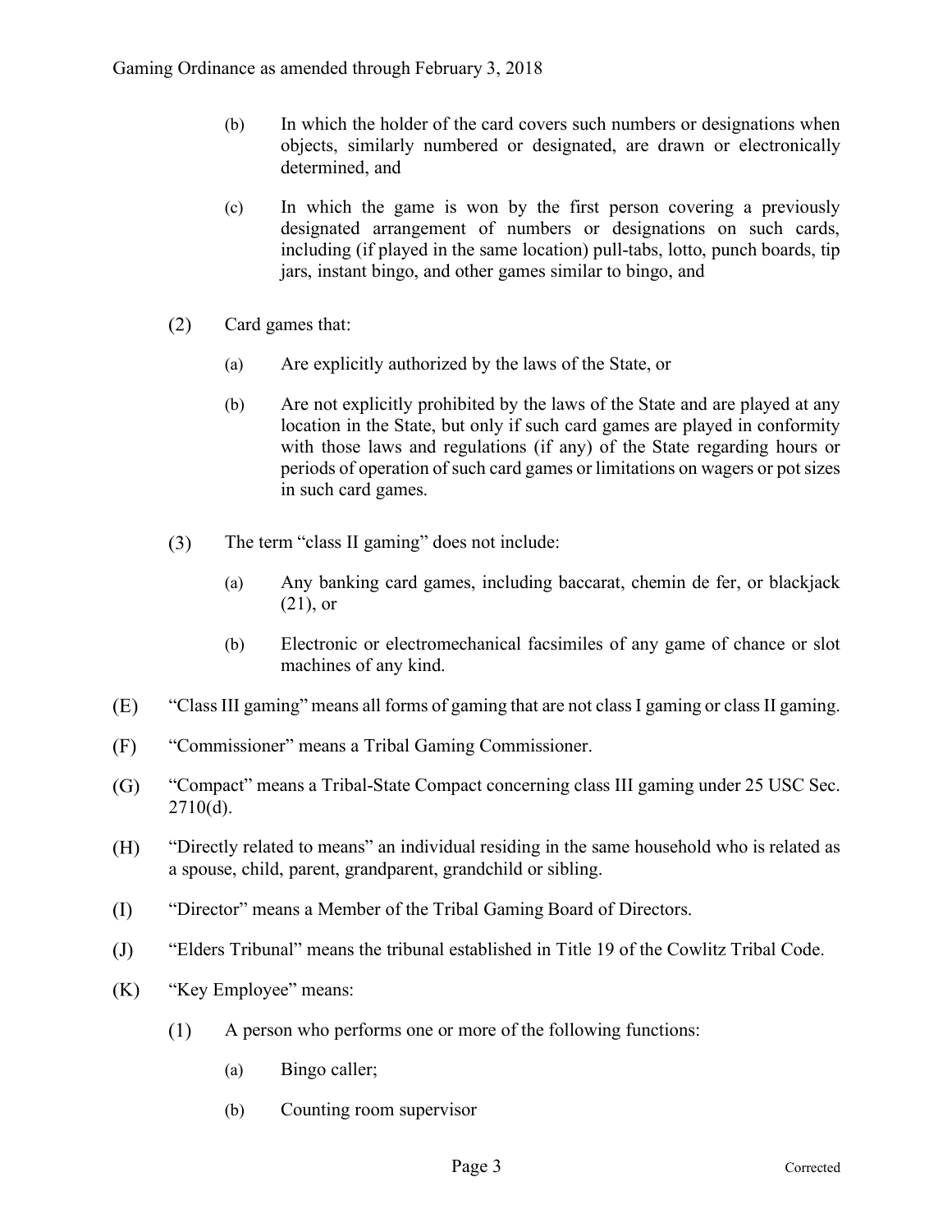(b) In which the holder of the card covers such numbers or designations when objects, similarly numbered or designated, are drawn or electronically determined, and

(c) In which the game is won by the first person covering a previously designated arrangement of numbers or designations on such cards, including (if played in the same location) pull-tabs, lotto, punch boards, tip jars, instant bingo, and other games similar to bingo, and

(2) Card games that:

(a) Are explicitly authorized by the laws of the State, or

(b) Are not explicitly prohibited by the laws of the State and are played at any location in the State, but only if such card games are played in conformity with those laws and regulations (if any) of the State regarding hours or periods of operation of such card games or limitations on wagers or pot sizes in such card games.

(3) The term "class II gaming" does not include:

(a) Any banking card games, including baccarat, chemin de fer, or blackjack (21), or

(b) Electronic or electromechanical facsimiles of any game of chance or slot machines of any kind.

(E) "Class III gaming" means all forms of gaming that are not class I gaming or class II gaming.

(F) "Commissioner" means a Tribal Gaming Commissioner.

(G) "Compact" means a Tribal-State Compact concerning class III gaming under 25 USC Sec. 2710(d).

(H) "Directly related to means" an individual residing in the same household who is related as a spouse, child, parent, grandparent, grandchild or sibling.

(I) "Director" means a Member of the Tribal Gaming Board of Directors.

(J) "Elders Tribunal" means the tribunal established in Title 19 of the Cowlitz Tribal Code.

(K) "Key Employee" means:

(1) A person who performs one or more of the following functions:

(a) Bingo caller;

(b) Counting room supervisor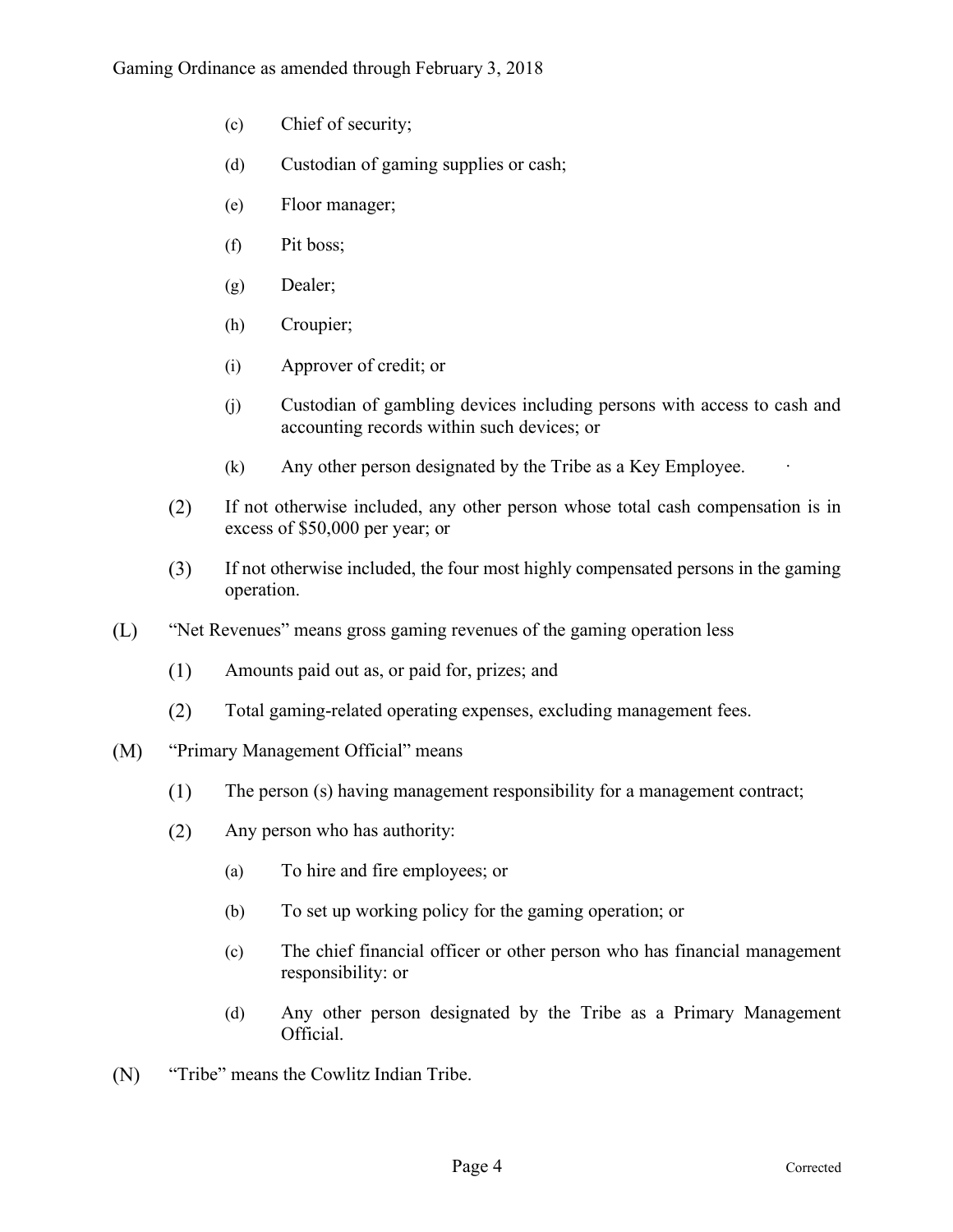(c) Chief of security;

(d) Custodian of gaming supplies or cash;

(e) Floor manager;

(f) Pit boss;

(g) Dealer;

(h) Croupier;

(i) Approver of credit; or

(j) Custodian of gambling devices including persons with access to cash and accounting records within such devices; or

(k) Any other person designated by the Tribe as a Key Employee.

(2) If not otherwise included, any other person whose total cash compensation is in excess of $50,000 per year; or

(3) If not otherwise included, the four most highly compensated persons in the gaming operation.

(L) "Net Revenues" means gross gaming revenues of the gaming operation less

(1) Amounts paid out as, or paid for, prizes; and

(2) Total gaming-related operating expenses, excluding management fees.

(M) "Primary Management Official" means

(1) The person (s) having management responsibility for a management contract;

(2) Any person who has authority:

(a) To hire and fire employees; or

(b) To set up working policy for the gaming operation; or

(c) The chief financial officer or other person who has financial management responsibility: or

(d) Any other person designated by the Tribe as a Primary Management Official.

(N) "Tribe" means the Cowlitz Indian Tribe.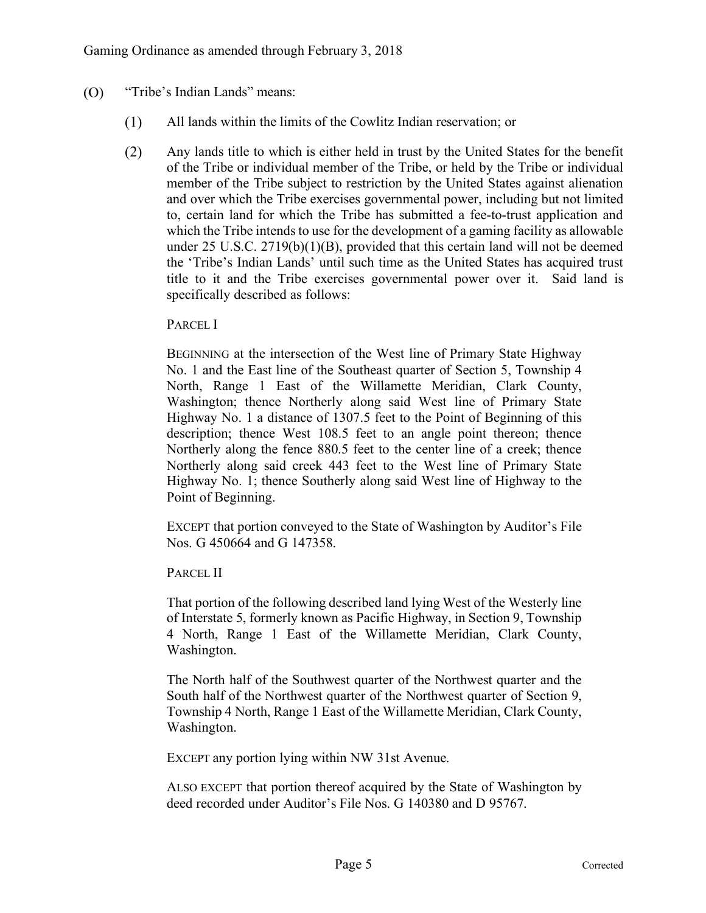(O) "Tribe's Indian Lands" means:

(1) All lands within the limits of the Cowlitz Indian reservation; or

(2) Any lands title to which is either held in trust by the United States for the benefit of the Tribe or individual member of the Tribe, or held by the Tribe or individual member of the Tribe subject to restriction by the United States against alienation and over which the Tribe exercises governmental power, including but not limited to, certain land for which the Tribe has submitted a fee-to-trust application and which the Tribe intends to use for the development of a gaming facility as allowable under 25 U.S.C. 2719(b)(1)(B), provided that this certain land will not be deemed the 'Tribe's Indian Lands' until such time as the United States has acquired trust title to it and the Tribe exercises governmental power over it. Said land is specifically described as follows:

PARCEL I

BEGINNING at the intersection of the West line of Primary State Highway No. 1 and the East line of the Southeast quarter of Section 5, Township 4 North, Range 1 East of the Willamette Meridian, Clark County, Washington; thence Northerly along said West line of Primary State Highway No. 1 a distance of 1307.5 feet to the Point of Beginning of this description; thence West 108.5 feet to an angle point thereon; thence Northerly along the fence 880.5 feet to the center line of a creek; thence Northerly along said creek 443 feet to the West line of Primary State Highway No. 1; thence Southerly along said West line of Highway to the Point of Beginning.

EXCEPT that portion conveyed to the State of Washington by Auditor's File Nos. G 450664 and G 147358.

PARCEL II

That portion of the following described land lying West of the Westerly line of Interstate 5, formerly known as Pacific Highway, in Section 9, Township 4 North, Range 1 East of the Willamette Meridian, Clark County, Washington.

The North half of the Southwest quarter of the Northwest quarter and the South half of the Northwest quarter of the Northwest quarter of Section 9, Township 4 North, Range 1 East of the Willamette Meridian, Clark County, Washington.

EXCEPT any portion lying within NW 31st Avenue.

ALSO EXCEPT that portion thereof acquired by the State of Washington by deed recorded under Auditor's File Nos. G 140380 and D 95767.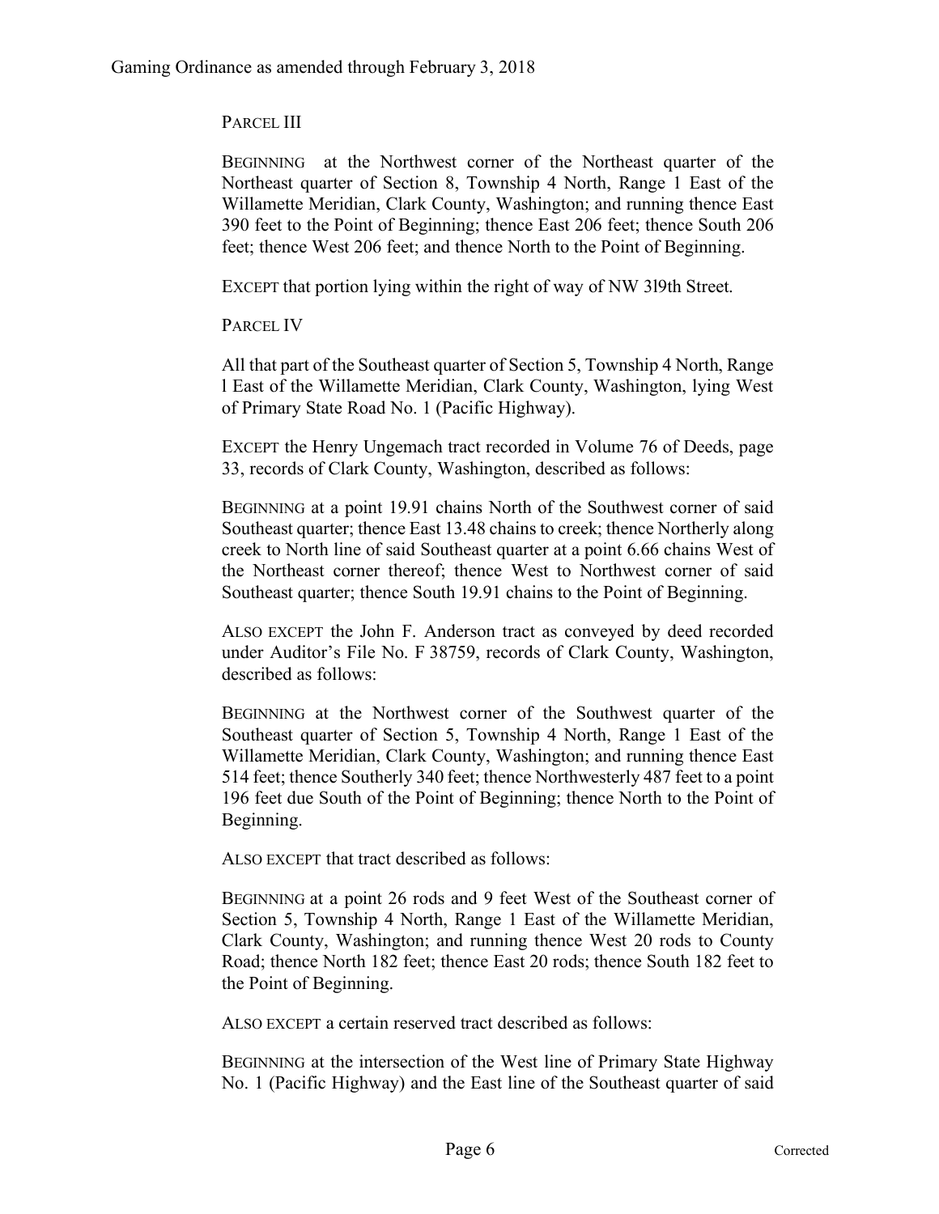PARCEL III

BEGINNING at the Northwest corner of the Northeast quarter of the Northeast quarter of Section 8, Township 4 North, Range 1 East of the Willamette Meridian, Clark County, Washington; and running thence East 390 feet to the Point of Beginning; thence East 206 feet; thence South 206 feet; thence West 206 feet; and thence North to the Point of Beginning.

EXCEPT that portion lying within the right of way of NW 3l9th Street.

PARCEL IV

All that part of the Southeast quarter of Section 5, Township 4 North, Range l East of the Willamette Meridian, Clark County, Washington, lying West of Primary State Road No. 1 (Pacific Highway).

EXCEPT the Henry Ungemach tract recorded in Volume 76 of Deeds, page 33, records of Clark County, Washington, described as follows:

BEGINNING at a point 19.91 chains North of the Southwest corner of said Southeast quarter; thence East 13.48 chains to creek; thence Northerly along creek to North line of said Southeast quarter at a point 6.66 chains West of the Northeast corner thereof; thence West to Northwest corner of said Southeast quarter; thence South 19.91 chains to the Point of Beginning.

ALSO EXCEPT the John F. Anderson tract as conveyed by deed recorded under Auditor's File No. F 38759, records of Clark County, Washington, described as follows:

BEGINNING at the Northwest corner of the Southwest quarter of the Southeast quarter of Section 5, Township 4 North, Range 1 East of the Willamette Meridian, Clark County, Washington; and running thence East 514 feet; thence Southerly 340 feet; thence Northwesterly 487 feet to a point 196 feet due South of the Point of Beginning; thence North to the Point of Beginning.

ALSO EXCEPT that tract described as follows:

BEGINNING at a point 26 rods and 9 feet West of the Southeast corner of Section 5, Township 4 North, Range 1 East of the Willamette Meridian, Clark County, Washington; and running thence West 20 rods to County Road; thence North 182 feet; thence East 20 rods; thence South 182 feet to the Point of Beginning.

ALSO EXCEPT a certain reserved tract described as follows:

BEGINNING at the intersection of the West line of Primary State Highway No. 1 (Pacific Highway) and the East line of the Southeast quarter of said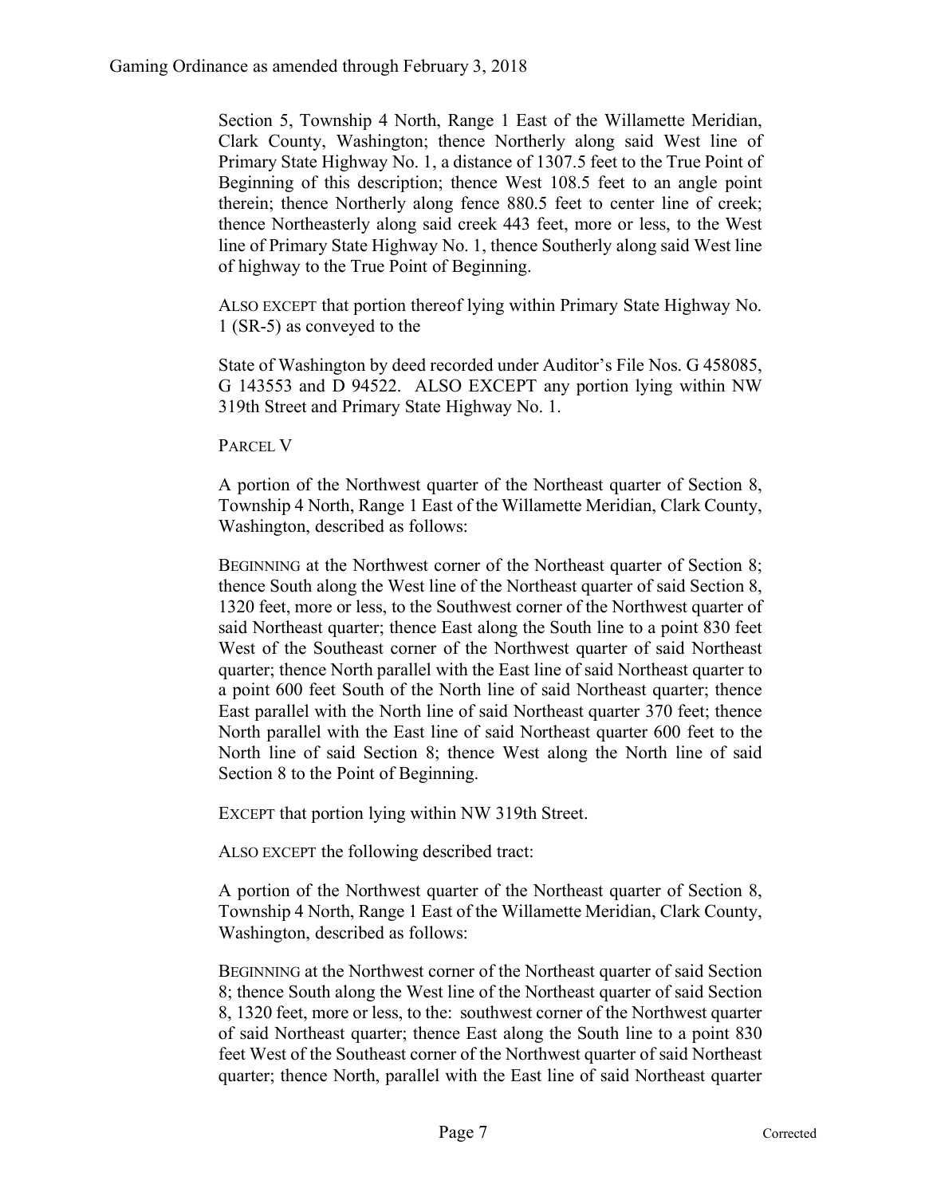Section 5, Township 4 North, Range 1 East of the Willamette Meridian, Clark County, Washington; thence Northerly along said West line of Primary State Highway No. 1, a distance of 1307.5 feet to the True Point of Beginning of this description; thence West 108.5 feet to an angle point therein; thence Northerly along fence 880.5 feet to center line of creek; thence Northeasterly along said creek 443 feet, more or less, to the West line of Primary State Highway No. 1, thence Southerly along said West line of highway to the True Point of Beginning.

ALSO EXCEPT that portion thereof lying within Primary State Highway No. 1 (SR-5) as conveyed to the

State of Washington by deed recorded under Auditor's File Nos. G 458085, G 143553 and D 94522. ALSO EXCEPT any portion lying within NW 319th Street and Primary State Highway No. 1.

PARCEL V

A portion of the Northwest quarter of the Northeast quarter of Section 8, Township 4 North, Range 1 East of the Willamette Meridian, Clark County, Washington, described as follows:

BEGINNING at the Northwest corner of the Northeast quarter of Section 8; thence South along the West line of the Northeast quarter of said Section 8, 1320 feet, more or less, to the Southwest corner of the Northwest quarter of said Northeast quarter; thence East along the South line to a point 830 feet West of the Southeast corner of the Northwest quarter of said Northeast quarter; thence North parallel with the East line of said Northeast quarter to a point 600 feet South of the North line of said Northeast quarter; thence East parallel with the North line of said Northeast quarter 370 feet; thence North parallel with the East line of said Northeast quarter 600 feet to the North line of said Section 8; thence West along the North line of said Section 8 to the Point of Beginning.

EXCEPT that portion lying within NW 319th Street.

ALSO EXCEPT the following described tract:

A portion of the Northwest quarter of the Northeast quarter of Section 8, Township 4 North, Range 1 East of the Willamette Meridian, Clark County, Washington, described as follows:

BEGINNING at the Northwest corner of the Northeast quarter of said Section 8; thence South along the West line of the Northeast quarter of said Section 8, 1320 feet, more or less, to the: southwest corner of the Northwest quarter of said Northeast quarter; thence East along the South line to a point 830 feet West of the Southeast corner of the Northwest quarter of said Northeast quarter; thence North, parallel with the East line of said Northeast quarter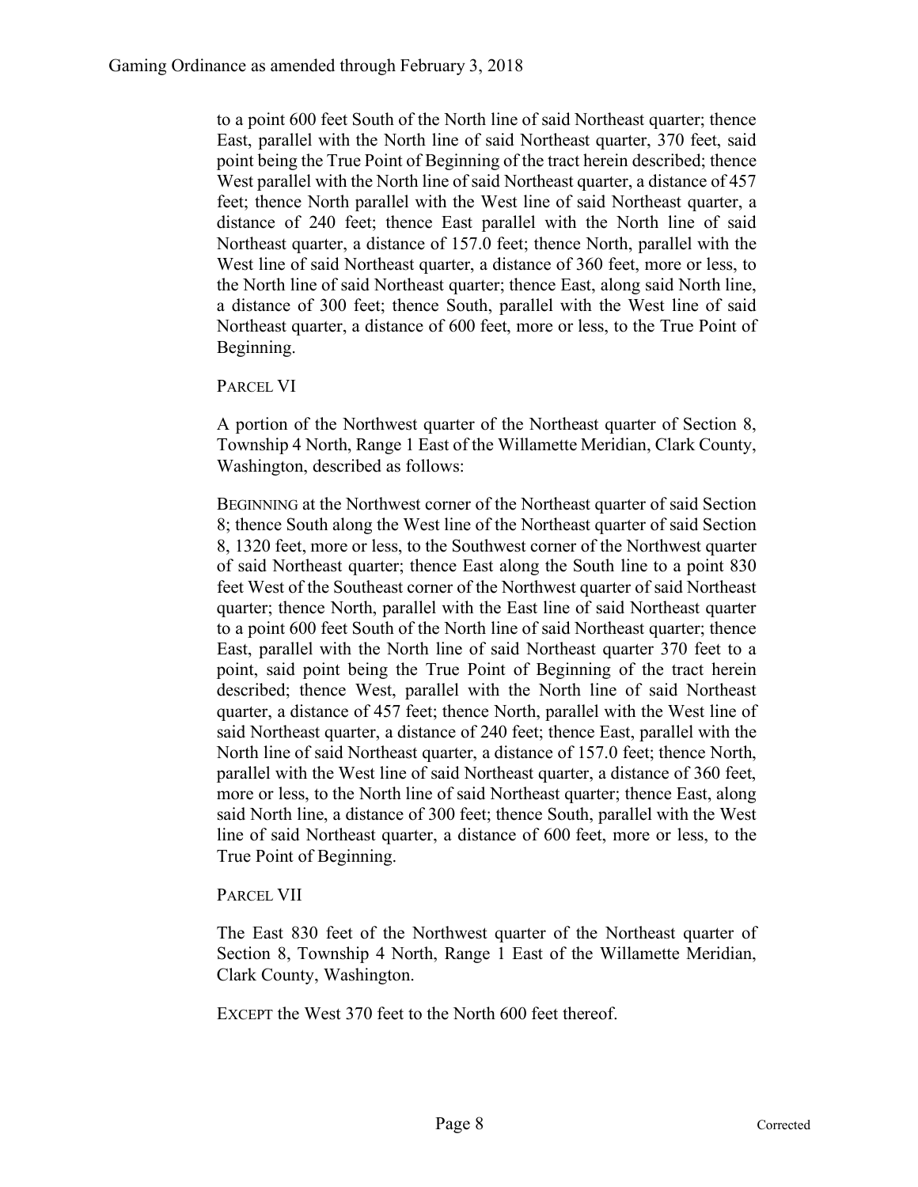to a point 600 feet South of the North line of said Northeast quarter; thence East, parallel with the North line of said Northeast quarter, 370 feet, said point being the True Point of Beginning of the tract herein described; thence West parallel with the North line of said Northeast quarter, a distance of 457 feet; thence North parallel with the West line of said Northeast quarter, a distance of 240 feet; thence East parallel with the North line of said Northeast quarter, a distance of 157.0 feet; thence North, parallel with the West line of said Northeast quarter, a distance of 360 feet, more or less, to the North line of said Northeast quarter; thence East, along said North line, a distance of 300 feet; thence South, parallel with the West line of said Northeast quarter, a distance of 600 feet, more or less, to the True Point of Beginning.

PARCEL VI

A portion of the Northwest quarter of the Northeast quarter of Section 8, Township 4 North, Range 1 East of the Willamette Meridian, Clark County, Washington, described as follows:

BEGINNING at the Northwest corner of the Northeast quarter of said Section 8; thence South along the West line of the Northeast quarter of said Section 8, 1320 feet, more or less, to the Southwest corner of the Northwest quarter of said Northeast quarter; thence East along the South line to a point 830 feet West of the Southeast corner of the Northwest quarter of said Northeast quarter; thence North, parallel with the East line of said Northeast quarter to a point 600 feet South of the North line of said Northeast quarter; thence East, parallel with the North line of said Northeast quarter 370 feet to a point, said point being the True Point of Beginning of the tract herein described; thence West, parallel with the North line of said Northeast quarter, a distance of 457 feet; thence North, parallel with the West line of said Northeast quarter, a distance of 240 feet; thence East, parallel with the North line of said Northeast quarter, a distance of 157.0 feet; thence North, parallel with the West line of said Northeast quarter, a distance of 360 feet, more or less, to the North line of said Northeast quarter; thence East, along said North line, a distance of 300 feet; thence South, parallel with the West line of said Northeast quarter, a distance of 600 feet, more or less, to the True Point of Beginning.

PARCEL VII

The East 830 feet of the Northwest quarter of the Northeast quarter of Section 8, Township 4 North, Range 1 East of the Willamette Meridian, Clark County, Washington.

EXCEPT the West 370 feet to the North 600 feet thereof.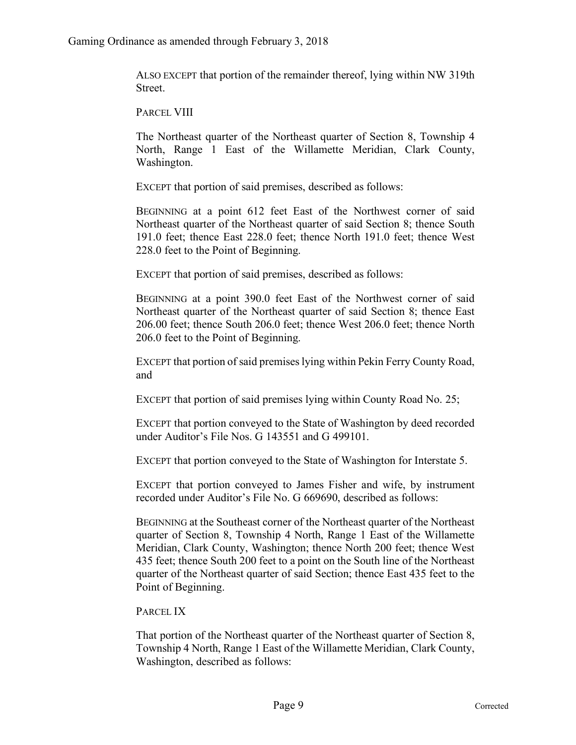ALSO EXCEPT that portion of the remainder thereof, lying within NW 319th Street.

PARCEL VIII

The Northeast quarter of the Northeast quarter of Section 8, Township 4 North, Range 1 East of the Willamette Meridian, Clark County, Washington.

EXCEPT that portion of said premises, described as follows:

BEGINNING at a point 612 feet East of the Northwest corner of said Northeast quarter of the Northeast quarter of said Section 8; thence South 191.0 feet; thence East 228.0 feet; thence North 191.0 feet; thence West 228.0 feet to the Point of Beginning.

EXCEPT that portion of said premises, described as follows:

BEGINNING at a point 390.0 feet East of the Northwest corner of said Northeast quarter of the Northeast quarter of said Section 8; thence East 206.00 feet; thence South 206.0 feet; thence West 206.0 feet; thence North 206.0 feet to the Point of Beginning.

EXCEPT that portion of said premises lying within Pekin Ferry County Road, and

EXCEPT that portion of said premises lying within County Road No. 25;

EXCEPT that portion conveyed to the State of Washington by deed recorded under Auditor's File Nos. G 143551 and G 499101.

EXCEPT that portion conveyed to the State of Washington for Interstate 5.

EXCEPT that portion conveyed to James Fisher and wife, by instrument recorded under Auditor's File No. G 669690, described as follows:

BEGINNING at the Southeast corner of the Northeast quarter of the Northeast quarter of Section 8, Township 4 North, Range 1 East of the Willamette Meridian, Clark County, Washington; thence North 200 feet; thence West 435 feet; thence South 200 feet to a point on the South line of the Northeast quarter of the Northeast quarter of said Section; thence East 435 feet to the Point of Beginning.

PARCEL IX

That portion of the Northeast quarter of the Northeast quarter of Section 8, Township 4 North, Range 1 East of the Willamette Meridian, Clark County, Washington, described as follows: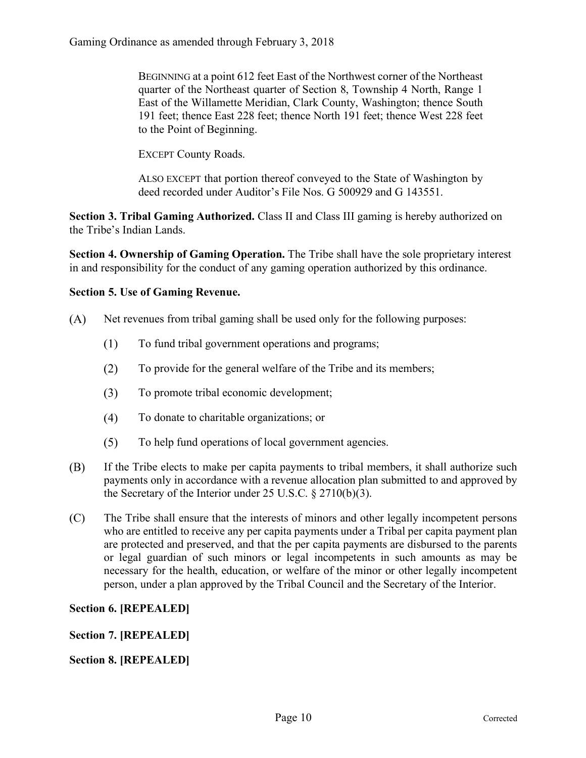BEGINNING at a point 612 feet East of the Northwest corner of the Northeast quarter of the Northeast quarter of Section 8, Township 4 North, Range 1 East of the Willamette Meridian, Clark County, Washington; thence South 191 feet; thence East 228 feet; thence North 191 feet; thence West 228 feet to the Point of Beginning.

EXCEPT County Roads.

ALSO EXCEPT that portion thereof conveyed to the State of Washington by deed recorded under Auditor's File Nos. G 500929 and G 143551.

**Section 3. Tribal Gaming Authorized.** Class II and Class III gaming is hereby authorized on the Tribe's Indian Lands.

**Section 4. Ownership of Gaming Operation.** The Tribe shall have the sole proprietary interest in and responsibility for the conduct of any gaming operation authorized by this ordinance.

**Section 5. Use of Gaming Revenue.**

(A) Net revenues from tribal gaming shall be used only for the following purposes:

(1) To fund tribal government operations and programs;

(2) To provide for the general welfare of the Tribe and its members;

(3) To promote tribal economic development;

(4) To donate to charitable organizations; or

(5) To help fund operations of local government agencies.

(B) If the Tribe elects to make per capita payments to tribal members, it shall authorize such payments only in accordance with a revenue allocation plan submitted to and approved by the Secretary of the Interior under 25 U.S.C. § 2710(b)(3).

(C) The Tribe shall ensure that the interests of minors and other legally incompetent persons who are entitled to receive any per capita payments under a Tribal per capita payment plan are protected and preserved, and that the per capita payments are disbursed to the parents or legal guardian of such minors or legal incompetents in such amounts as may be necessary for the health, education, or welfare of the minor or other legally incompetent person, under a plan approved by the Tribal Council and the Secretary of the Interior.

**Section 6. [REPEALED]**

**Section 7. [REPEALED]**

**Section 8. [REPEALED]**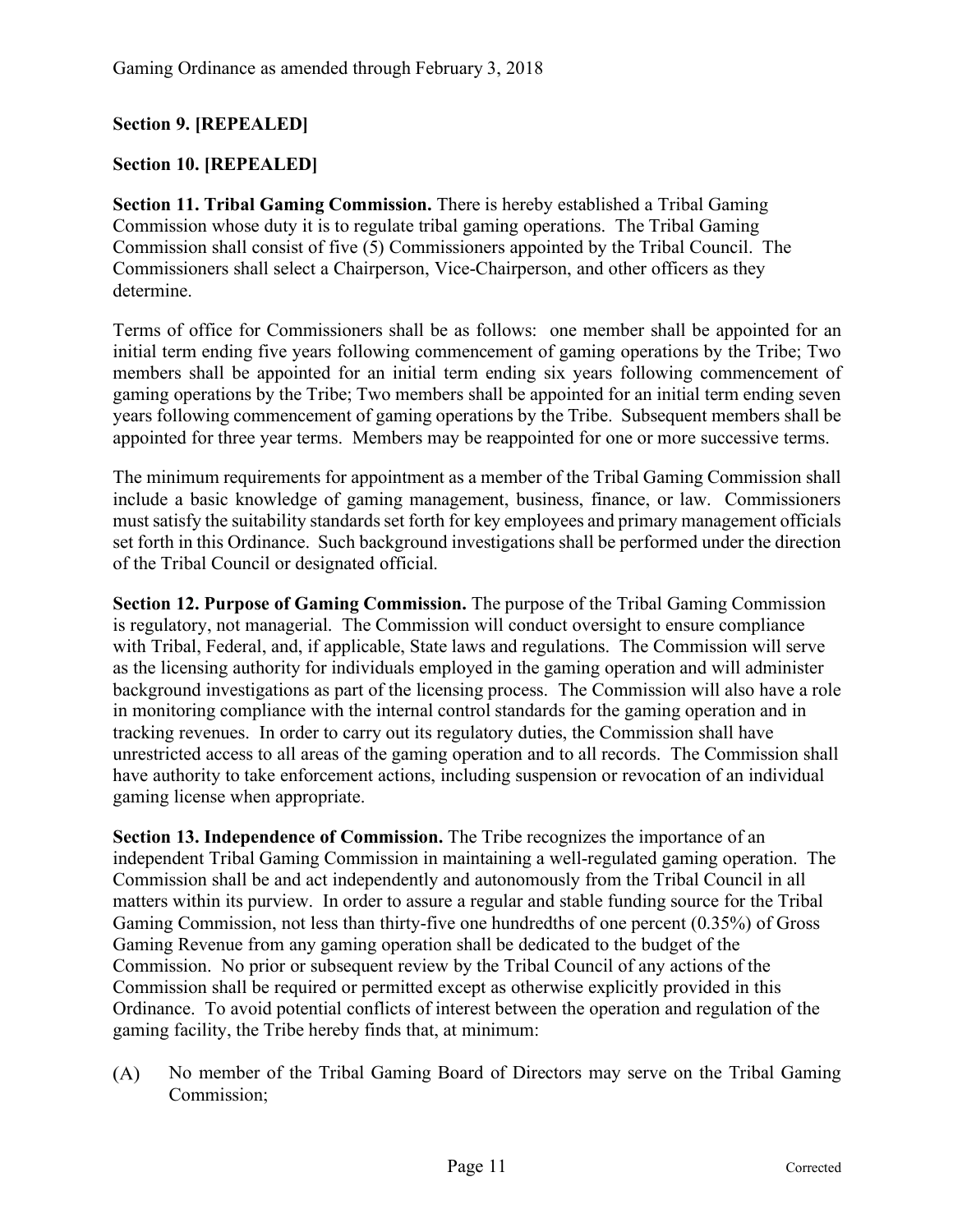**Section 9. [REPEALED]**

**Section 10. [REPEALED]**

**Section 11. Tribal Gaming Commission.** There is hereby established a Tribal Gaming Commission whose duty it is to regulate tribal gaming operations. The Tribal Gaming Commission shall consist of five (5) Commissioners appointed by the Tribal Council. The Commissioners shall select a Chairperson, Vice-Chairperson, and other officers as they determine.

Terms of office for Commissioners shall be as follows: one member shall be appointed for an initial term ending five years following commencement of gaming operations by the Tribe; Two members shall be appointed for an initial term ending six years following commencement of gaming operations by the Tribe; Two members shall be appointed for an initial term ending seven years following commencement of gaming operations by the Tribe. Subsequent members shall be appointed for three year terms. Members may be reappointed for one or more successive terms.

The minimum requirements for appointment as a member of the Tribal Gaming Commission shall include a basic knowledge of gaming management, business, finance, or law. Commissioners must satisfy the suitability standards set forth for key employees and primary management officials set forth in this Ordinance. Such background investigations shall be performed under the direction of the Tribal Council or designated official.

**Section 12. Purpose of Gaming Commission.** The purpose of the Tribal Gaming Commission is regulatory, not managerial. The Commission will conduct oversight to ensure compliance with Tribal, Federal, and, if applicable, State laws and regulations. The Commission will serve as the licensing authority for individuals employed in the gaming operation and will administer background investigations as part of the licensing process. The Commission will also have a role in monitoring compliance with the internal control standards for the gaming operation and in tracking revenues. In order to carry out its regulatory duties, the Commission shall have unrestricted access to all areas of the gaming operation and to all records. The Commission shall have authority to take enforcement actions, including suspension or revocation of an individual gaming license when appropriate.

**Section 13. Independence of Commission.** The Tribe recognizes the importance of an independent Tribal Gaming Commission in maintaining a well-regulated gaming operation. The Commission shall be and act independently and autonomously from the Tribal Council in all matters within its purview. In order to assure a regular and stable funding source for the Tribal Gaming Commission, not less than thirty-five one hundredths of one percent (0.35%) of Gross Gaming Revenue from any gaming operation shall be dedicated to the budget of the Commission. No prior or subsequent review by the Tribal Council of any actions of the Commission shall be required or permitted except as otherwise explicitly provided in this Ordinance. To avoid potential conflicts of interest between the operation and regulation of the gaming facility, the Tribe hereby finds that, at minimum:

(A) No member of the Tribal Gaming Board of Directors may serve on the Tribal Gaming Commission;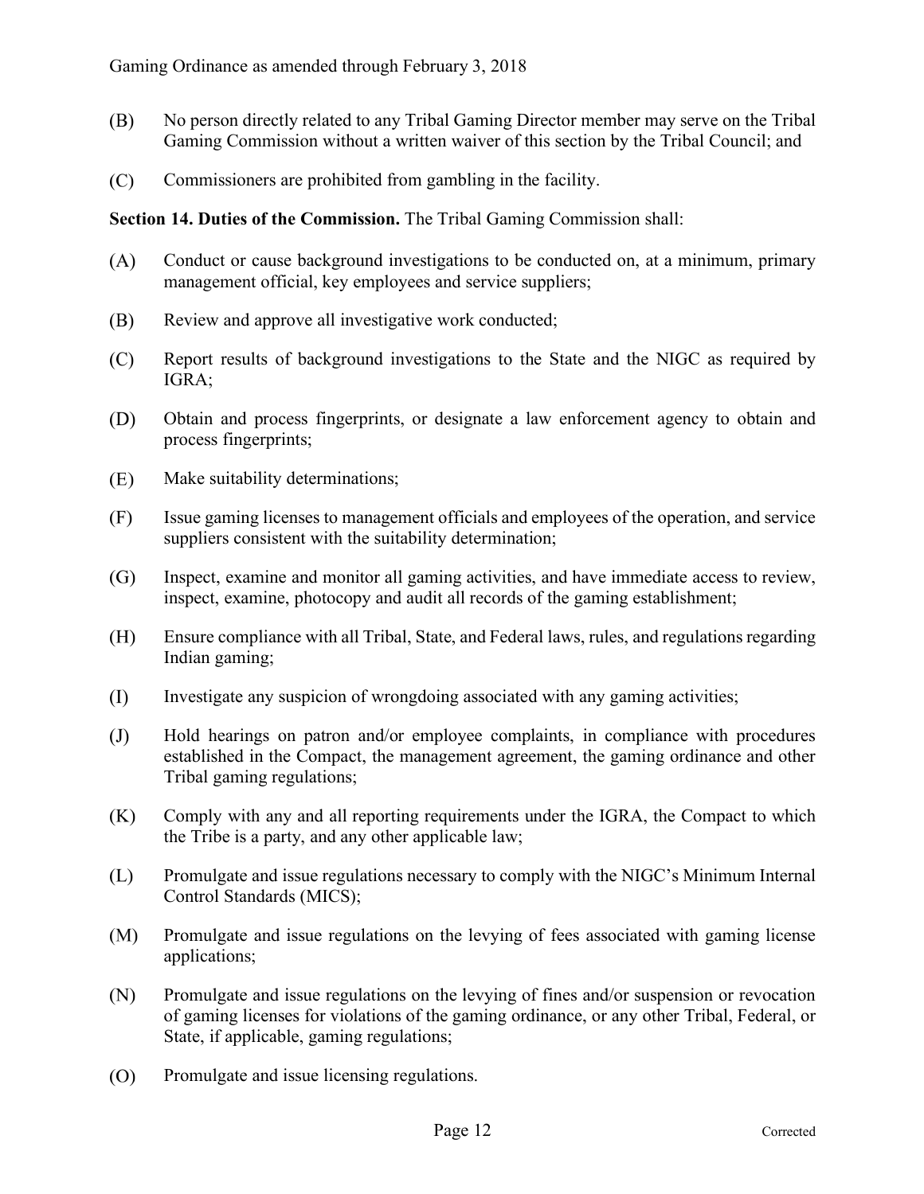(B) No person directly related to any Tribal Gaming Director member may serve on the Tribal Gaming Commission without a written waiver of this section by the Tribal Council; and

(C) Commissioners are prohibited from gambling in the facility.

**Section 14. Duties of the Commission.** The Tribal Gaming Commission shall:

(A) Conduct or cause background investigations to be conducted on, at a minimum, primary management official, key employees and service suppliers;

(B) Review and approve all investigative work conducted;

(C) Report results of background investigations to the State and the NIGC as required by IGRA;

(D) Obtain and process fingerprints, or designate a law enforcement agency to obtain and process fingerprints;

(E) Make suitability determinations;

(F) Issue gaming licenses to management officials and employees of the operation, and service suppliers consistent with the suitability determination;

(G) Inspect, examine and monitor all gaming activities, and have immediate access to review, inspect, examine, photocopy and audit all records of the gaming establishment;

(H) Ensure compliance with all Tribal, State, and Federal laws, rules, and regulations regarding Indian gaming;

(I) Investigate any suspicion of wrongdoing associated with any gaming activities;

(J) Hold hearings on patron and/or employee complaints, in compliance with procedures established in the Compact, the management agreement, the gaming ordinance and other Tribal gaming regulations;

(K) Comply with any and all reporting requirements under the IGRA, the Compact to which the Tribe is a party, and any other applicable law;

(L) Promulgate and issue regulations necessary to comply with the NIGC's Minimum Internal Control Standards (MICS);

(M) Promulgate and issue regulations on the levying of fees associated with gaming license applications;

(N) Promulgate and issue regulations on the levying of fines and/or suspension or revocation of gaming licenses for violations of the gaming ordinance, or any other Tribal, Federal, or State, if applicable, gaming regulations;

(O) Promulgate and issue licensing regulations.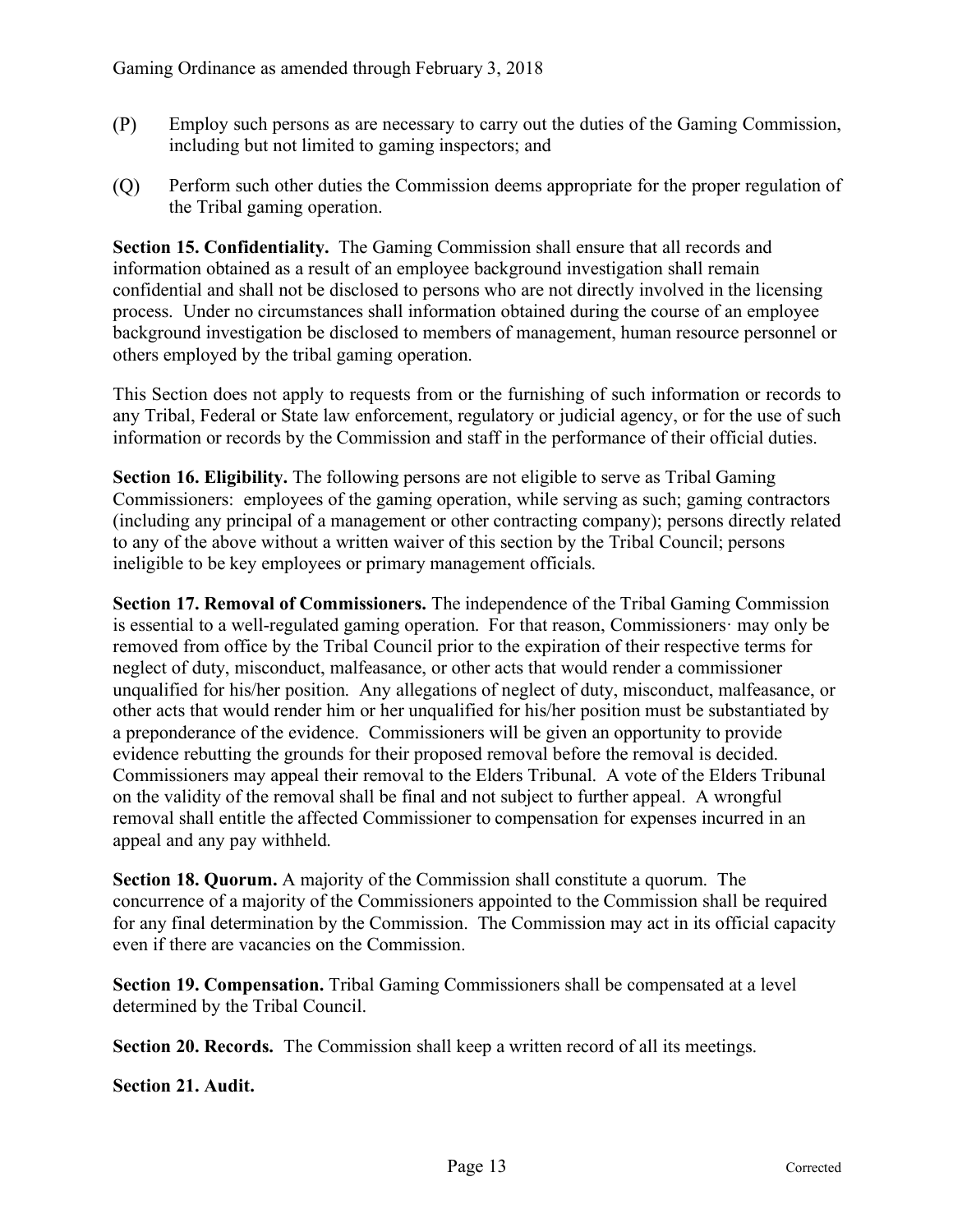(P) Employ such persons as are necessary to carry out the duties of the Gaming Commission, including but not limited to gaming inspectors; and

(Q) Perform such other duties the Commission deems appropriate for the proper regulation of the Tribal gaming operation.

**Section 15. Confidentiality.** The Gaming Commission shall ensure that all records and information obtained as a result of an employee background investigation shall remain confidential and shall not be disclosed to persons who are not directly involved in the licensing process. Under no circumstances shall information obtained during the course of an employee background investigation be disclosed to members of management, human resource personnel or others employed by the tribal gaming operation.

This Section does not apply to requests from or the furnishing of such information or records to any Tribal, Federal or State law enforcement, regulatory or judicial agency, or for the use of such information or records by the Commission and staff in the performance of their official duties.

**Section 16. Eligibility.** The following persons are not eligible to serve as Tribal Gaming Commissioners: employees of the gaming operation, while serving as such; gaming contractors (including any principal of a management or other contracting company); persons directly related to any of the above without a written waiver of this section by the Tribal Council; persons ineligible to be key employees or primary management officials.

**Section 17. Removal of Commissioners.** The independence of the Tribal Gaming Commission is essential to a well-regulated gaming operation. For that reason, Commissioners· may only be removed from office by the Tribal Council prior to the expiration of their respective terms for neglect of duty, misconduct, malfeasance, or other acts that would render a commissioner unqualified for his/her position. Any allegations of neglect of duty, misconduct, malfeasance, or other acts that would render him or her unqualified for his/her position must be substantiated by a preponderance of the evidence. Commissioners will be given an opportunity to provide evidence rebutting the grounds for their proposed removal before the removal is decided. Commissioners may appeal their removal to the Elders Tribunal. A vote of the Elders Tribunal on the validity of the removal shall be final and not subject to further appeal. A wrongful removal shall entitle the affected Commissioner to compensation for expenses incurred in an appeal and any pay withheld.

**Section 18. Quorum.** A majority of the Commission shall constitute a quorum. The concurrence of a majority of the Commissioners appointed to the Commission shall be required for any final determination by the Commission. The Commission may act in its official capacity even if there are vacancies on the Commission.

**Section 19. Compensation.** Tribal Gaming Commissioners shall be compensated at a level determined by the Tribal Council.

**Section 20. Records.** The Commission shall keep a written record of all its meetings.

**Section 21. Audit.**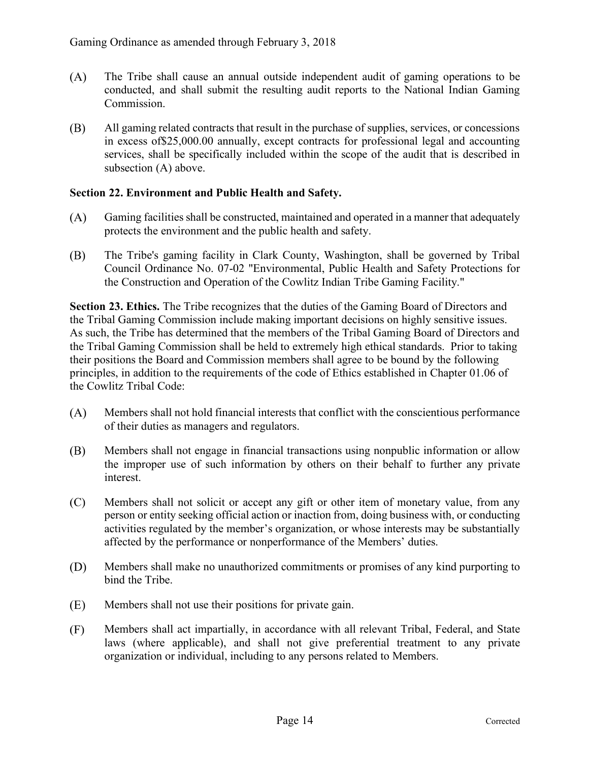(A) The Tribe shall cause an annual outside independent audit of gaming operations to be conducted, and shall submit the resulting audit reports to the National Indian Gaming Commission.

(B) All gaming related contracts that result in the purchase of supplies, services, or concessions in excess of$25,000.00 annually, except contracts for professional legal and accounting services, shall be specifically included within the scope of the audit that is described in subsection (A) above.

**Section 22. Environment and Public Health and Safety.**

(A) Gaming facilities shall be constructed, maintained and operated in a manner that adequately protects the environment and the public health and safety.

(B) The Tribe's gaming facility in Clark County, Washington, shall be governed by Tribal Council Ordinance No. 07-02 "Environmental, Public Health and Safety Protections for the Construction and Operation of the Cowlitz Indian Tribe Gaming Facility."

**Section 23. Ethics.** The Tribe recognizes that the duties of the Gaming Board of Directors and the Tribal Gaming Commission include making important decisions on highly sensitive issues. As such, the Tribe has determined that the members of the Tribal Gaming Board of Directors and the Tribal Gaming Commission shall be held to extremely high ethical standards. Prior to taking their positions the Board and Commission members shall agree to be bound by the following principles, in addition to the requirements of the code of Ethics established in Chapter 01.06 of the Cowlitz Tribal Code:

(A) Members shall not hold financial interests that conflict with the conscientious performance of their duties as managers and regulators.

(B) Members shall not engage in financial transactions using nonpublic information or allow the improper use of such information by others on their behalf to further any private interest.

(C) Members shall not solicit or accept any gift or other item of monetary value, from any person or entity seeking official action or inaction from, doing business with, or conducting activities regulated by the member's organization, or whose interests may be substantially affected by the performance or nonperformance of the Members' duties.

(D) Members shall make no unauthorized commitments or promises of any kind purporting to bind the Tribe.

(E) Members shall not use their positions for private gain.

(F) Members shall act impartially, in accordance with all relevant Tribal, Federal, and State laws (where applicable), and shall not give preferential treatment to any private organization or individual, including to any persons related to Members.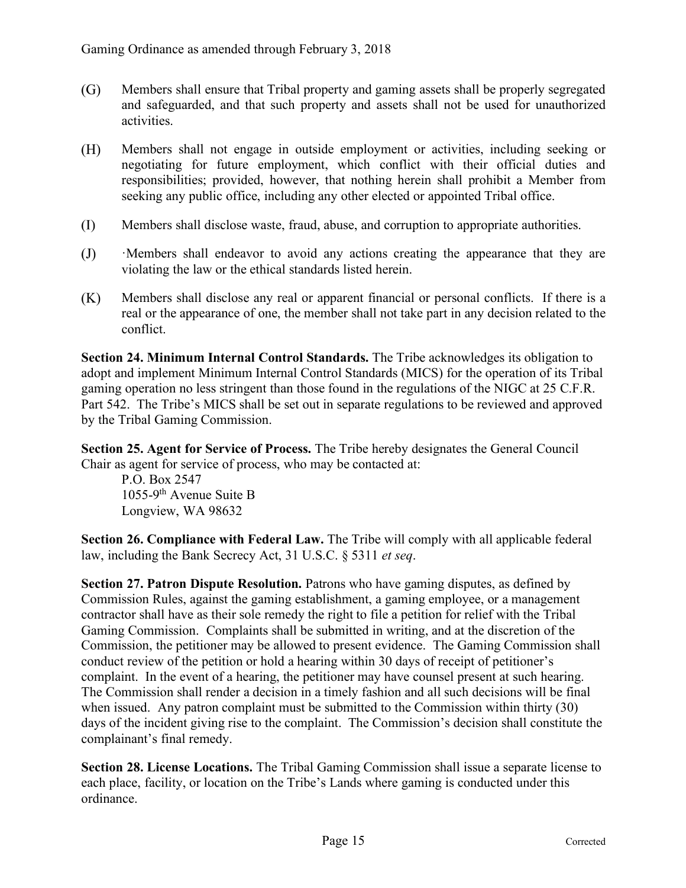(G) Members shall ensure that Tribal property and gaming assets shall be properly segregated and safeguarded, and that such property and assets shall not be used for unauthorized activities.

(H) Members shall not engage in outside employment or activities, including seeking or negotiating for future employment, which conflict with their official duties and responsibilities; provided, however, that nothing herein shall prohibit a Member from seeking any public office, including any other elected or appointed Tribal office.

(I) Members shall disclose waste, fraud, abuse, and corruption to appropriate authorities.

(J) ·Members shall endeavor to avoid any actions creating the appearance that they are violating the law or the ethical standards listed herein.

(K) Members shall disclose any real or apparent financial or personal conflicts. If there is a real or the appearance of one, the member shall not take part in any decision related to the conflict.

**Section 24. Minimum Internal Control Standards.** The Tribe acknowledges its obligation to adopt and implement Minimum Internal Control Standards (MICS) for the operation of its Tribal gaming operation no less stringent than those found in the regulations of the NIGC at 25 C.F.R. Part 542. The Tribe's MICS shall be set out in separate regulations to be reviewed and approved by the Tribal Gaming Commission.

**Section 25. Agent for Service of Process.** The Tribe hereby designates the General Council Chair as agent for service of process, who may be contacted at:

P.O. Box 2547
1055-9th Avenue Suite B
Longview, WA 98632

**Section 26. Compliance with Federal Law.** The Tribe will comply with all applicable federal law, including the Bank Secrecy Act, 31 U.S.C. § 5311 *et seq*.

**Section 27. Patron Dispute Resolution.** Patrons who have gaming disputes, as defined by Commission Rules, against the gaming establishment, a gaming employee, or a management contractor shall have as their sole remedy the right to file a petition for relief with the Tribal Gaming Commission. Complaints shall be submitted in writing, and at the discretion of the Commission, the petitioner may be allowed to present evidence. The Gaming Commission shall conduct review of the petition or hold a hearing within 30 days of receipt of petitioner's complaint. In the event of a hearing, the petitioner may have counsel present at such hearing. The Commission shall render a decision in a timely fashion and all such decisions will be final when issued. Any patron complaint must be submitted to the Commission within thirty (30) days of the incident giving rise to the complaint. The Commission's decision shall constitute the complainant's final remedy.

**Section 28. License Locations.** The Tribal Gaming Commission shall issue a separate license to each place, facility, or location on the Tribe's Lands where gaming is conducted under this ordinance.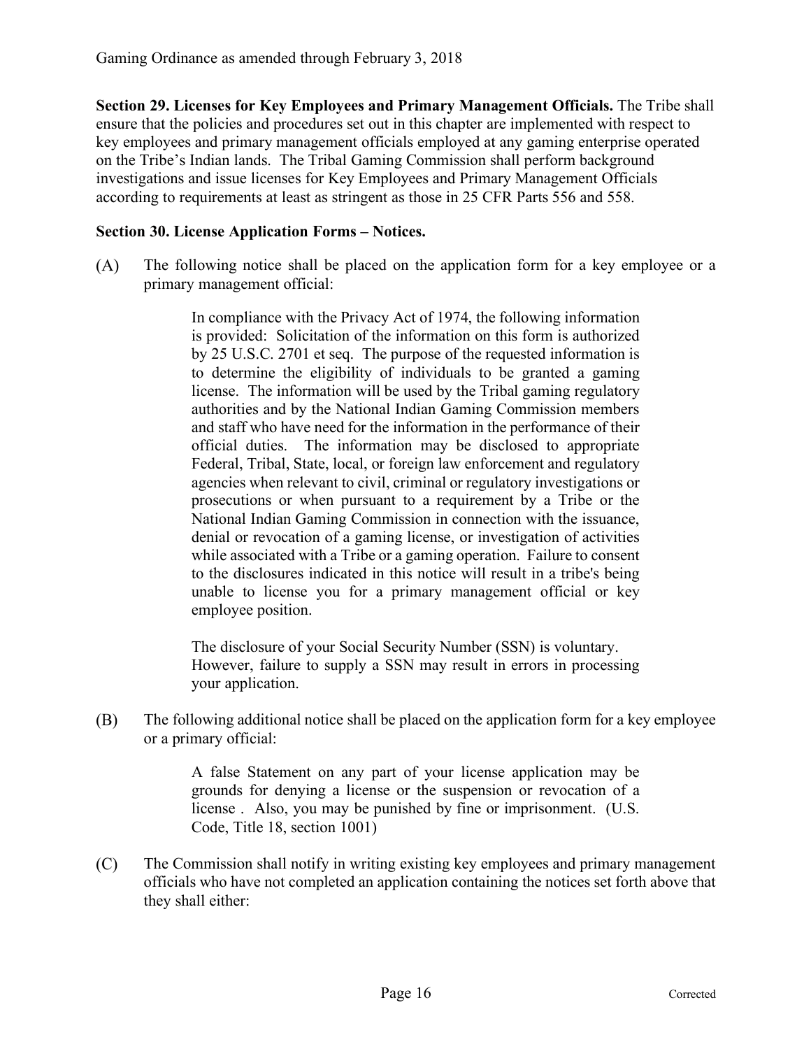**Section 29. Licenses for Key Employees and Primary Management Officials.** The Tribe shall ensure that the policies and procedures set out in this chapter are implemented with respect to key employees and primary management officials employed at any gaming enterprise operated on the Tribe's Indian lands. The Tribal Gaming Commission shall perform background investigations and issue licenses for Key Employees and Primary Management Officials according to requirements at least as stringent as those in 25 CFR Parts 556 and 558.

**Section 30. License Application Forms – Notices.**

(A) The following notice shall be placed on the application form for a key employee or a primary management official:

> In compliance with the Privacy Act of 1974, the following information is provided: Solicitation of the information on this form is authorized by 25 U.S.C. 2701 et seq. The purpose of the requested information is to determine the eligibility of individuals to be granted a gaming license. The information will be used by the Tribal gaming regulatory authorities and by the National Indian Gaming Commission members and staff who have need for the information in the performance of their official duties. The information may be disclosed to appropriate Federal, Tribal, State, local, or foreign law enforcement and regulatory agencies when relevant to civil, criminal or regulatory investigations or prosecutions or when pursuant to a requirement by a Tribe or the National Indian Gaming Commission in connection with the issuance, denial or revocation of a gaming license, or investigation of activities while associated with a Tribe or a gaming operation. Failure to consent to the disclosures indicated in this notice will result in a tribe's being unable to license you for a primary management official or key employee position.
>
> The disclosure of your Social Security Number (SSN) is voluntary. However, failure to supply a SSN may result in errors in processing your application.

(B) The following additional notice shall be placed on the application form for a key employee or a primary official:

> A false Statement on any part of your license application may be grounds for denying a license or the suspension or revocation of a license . Also, you may be punished by fine or imprisonment. (U.S. Code, Title 18, section 1001)

(C) The Commission shall notify in writing existing key employees and primary management officials who have not completed an application containing the notices set forth above that they shall either: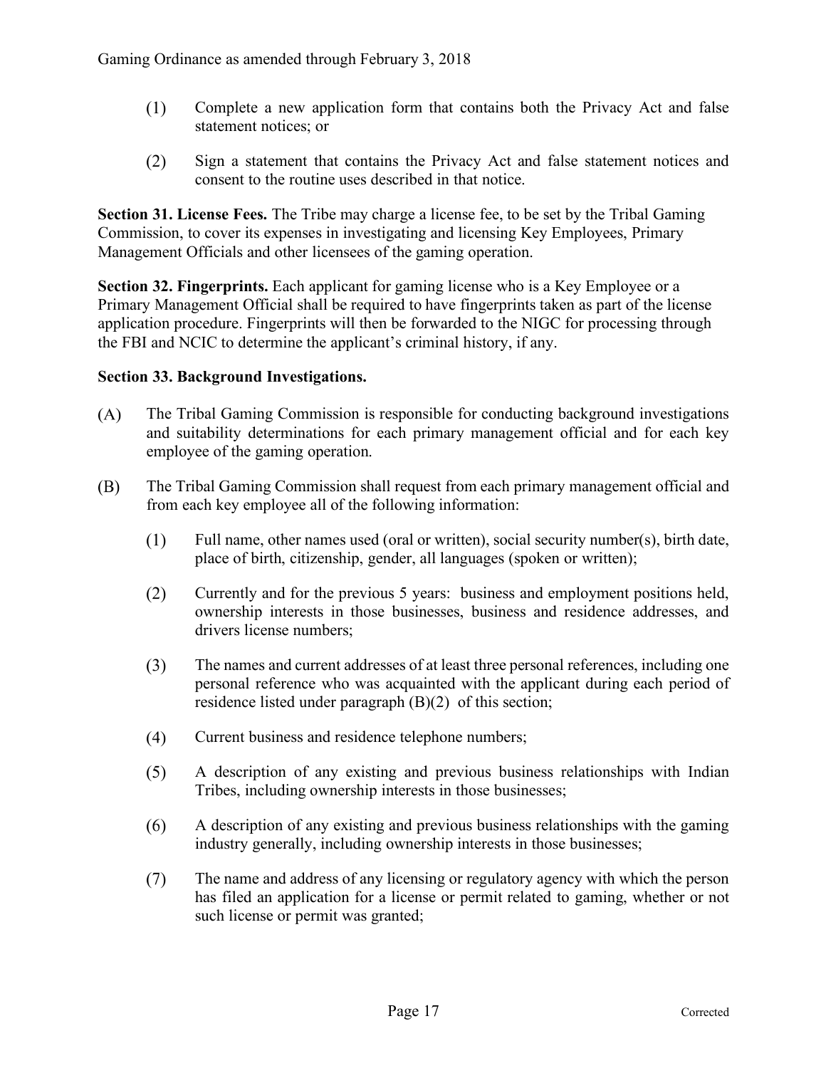(1) Complete a new application form that contains both the Privacy Act and false statement notices; or

(2) Sign a statement that contains the Privacy Act and false statement notices and consent to the routine uses described in that notice.

**Section 31. License Fees.** The Tribe may charge a license fee, to be set by the Tribal Gaming Commission, to cover its expenses in investigating and licensing Key Employees, Primary Management Officials and other licensees of the gaming operation.

**Section 32. Fingerprints.** Each applicant for gaming license who is a Key Employee or a Primary Management Official shall be required to have fingerprints taken as part of the license application procedure. Fingerprints will then be forwarded to the NIGC for processing through the FBI and NCIC to determine the applicant's criminal history, if any.

**Section 33. Background Investigations.**

(A) The Tribal Gaming Commission is responsible for conducting background investigations and suitability determinations for each primary management official and for each key employee of the gaming operation.

(B) The Tribal Gaming Commission shall request from each primary management official and from each key employee all of the following information:

(1) Full name, other names used (oral or written), social security number(s), birth date, place of birth, citizenship, gender, all languages (spoken or written);

(2) Currently and for the previous 5 years: business and employment positions held, ownership interests in those businesses, business and residence addresses, and drivers license numbers;

(3) The names and current addresses of at least three personal references, including one personal reference who was acquainted with the applicant during each period of residence listed under paragraph (B)(2) of this section;

(4) Current business and residence telephone numbers;

(5) A description of any existing and previous business relationships with Indian Tribes, including ownership interests in those businesses;

(6) A description of any existing and previous business relationships with the gaming industry generally, including ownership interests in those businesses;

(7) The name and address of any licensing or regulatory agency with which the person has filed an application for a license or permit related to gaming, whether or not such license or permit was granted;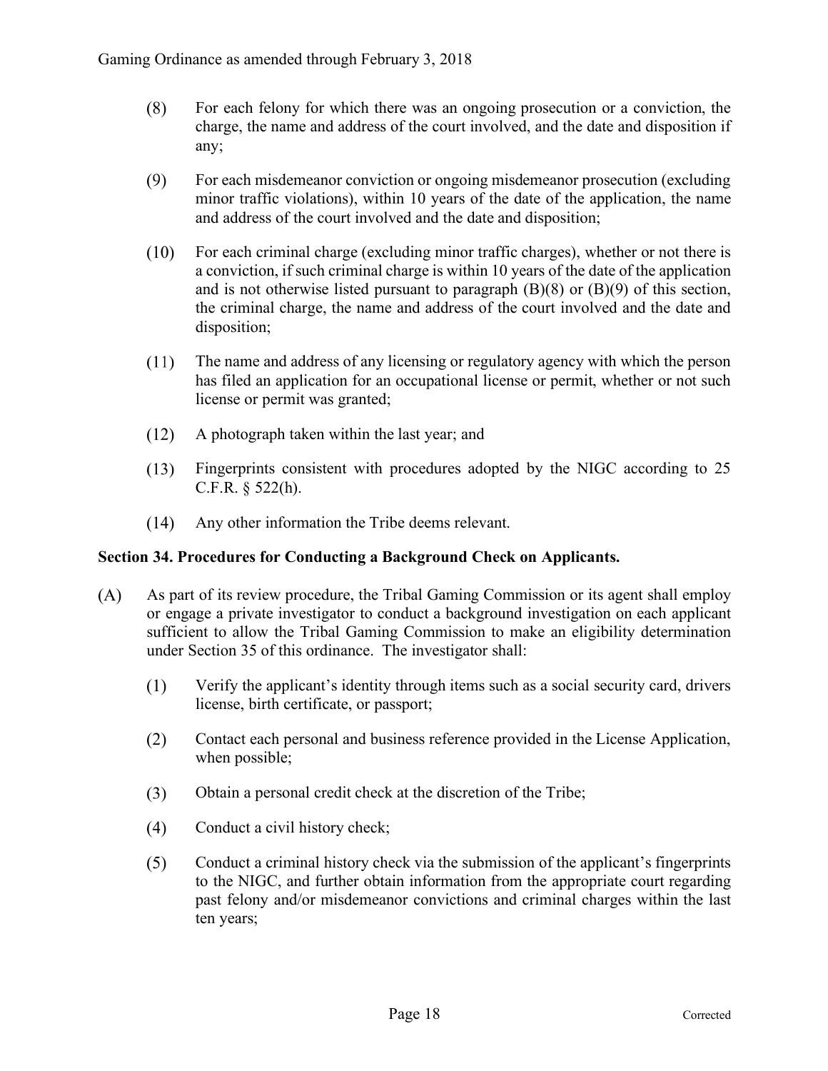(8) For each felony for which there was an ongoing prosecution or a conviction, the charge, the name and address of the court involved, and the date and disposition if any;

(9) For each misdemeanor conviction or ongoing misdemeanor prosecution (excluding minor traffic violations), within 10 years of the date of the application, the name and address of the court involved and the date and disposition;

(10) For each criminal charge (excluding minor traffic charges), whether or not there is a conviction, if such criminal charge is within 10 years of the date of the application and is not otherwise listed pursuant to paragraph (B)(8) or (B)(9) of this section, the criminal charge, the name and address of the court involved and the date and disposition;

(11) The name and address of any licensing or regulatory agency with which the person has filed an application for an occupational license or permit, whether or not such license or permit was granted;

(12) A photograph taken within the last year; and

(13) Fingerprints consistent with procedures adopted by the NIGC according to 25 C.F.R. § 522(h).

(14) Any other information the Tribe deems relevant.

**Section 34. Procedures for Conducting a Background Check on Applicants.**

(A) As part of its review procedure, the Tribal Gaming Commission or its agent shall employ or engage a private investigator to conduct a background investigation on each applicant sufficient to allow the Tribal Gaming Commission to make an eligibility determination under Section 35 of this ordinance. The investigator shall:

(1) Verify the applicant's identity through items such as a social security card, drivers license, birth certificate, or passport;

(2) Contact each personal and business reference provided in the License Application, when possible;

(3) Obtain a personal credit check at the discretion of the Tribe;

(4) Conduct a civil history check;

(5) Conduct a criminal history check via the submission of the applicant's fingerprints to the NIGC, and further obtain information from the appropriate court regarding past felony and/or misdemeanor convictions and criminal charges within the last ten years;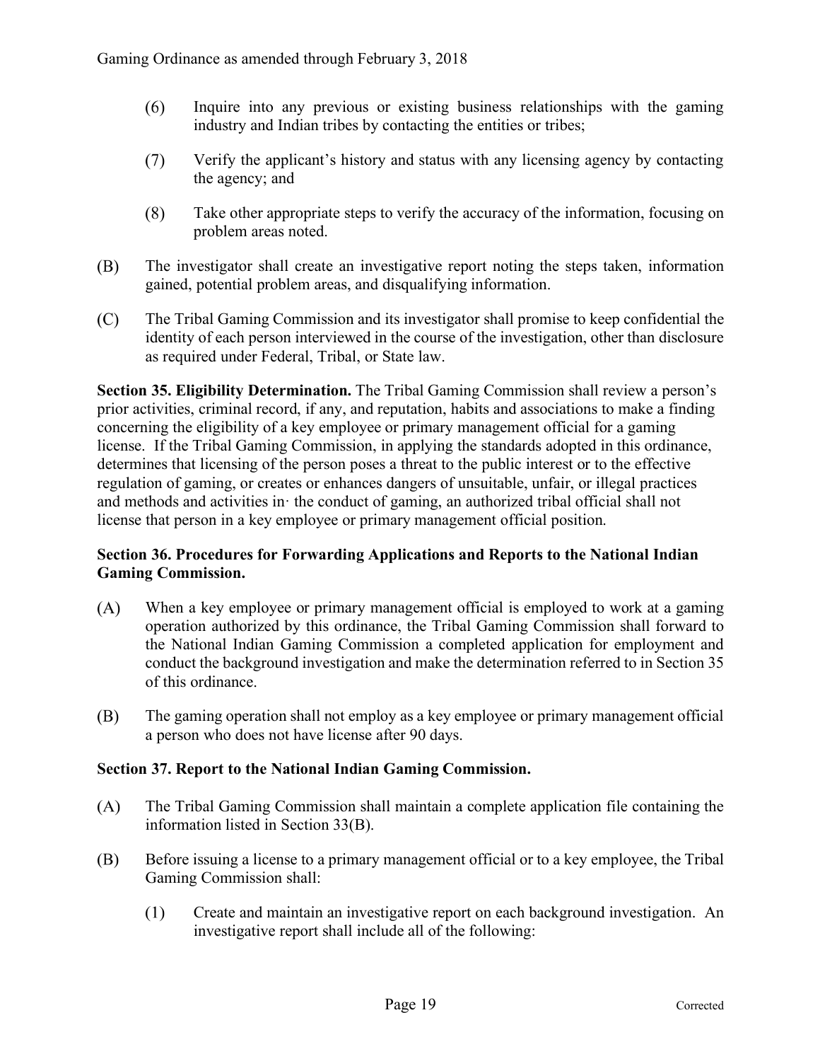(6) Inquire into any previous or existing business relationships with the gaming industry and Indian tribes by contacting the entities or tribes;

(7) Verify the applicant's history and status with any licensing agency by contacting the agency; and

(8) Take other appropriate steps to verify the accuracy of the information, focusing on problem areas noted.

(B) The investigator shall create an investigative report noting the steps taken, information gained, potential problem areas, and disqualifying information.

(C) The Tribal Gaming Commission and its investigator shall promise to keep confidential the identity of each person interviewed in the course of the investigation, other than disclosure as required under Federal, Tribal, or State law.

**Section 35. Eligibility Determination.** The Tribal Gaming Commission shall review a person's prior activities, criminal record, if any, and reputation, habits and associations to make a finding concerning the eligibility of a key employee or primary management official for a gaming license. If the Tribal Gaming Commission, in applying the standards adopted in this ordinance, determines that licensing of the person poses a threat to the public interest or to the effective regulation of gaming, or creates or enhances dangers of unsuitable, unfair, or illegal practices and methods and activities in· the conduct of gaming, an authorized tribal official shall not license that person in a key employee or primary management official position.

**Section 36. Procedures for Forwarding Applications and Reports to the National Indian Gaming Commission.**

(A) When a key employee or primary management official is employed to work at a gaming operation authorized by this ordinance, the Tribal Gaming Commission shall forward to the National Indian Gaming Commission a completed application for employment and conduct the background investigation and make the determination referred to in Section 35 of this ordinance.

(B) The gaming operation shall not employ as a key employee or primary management official a person who does not have license after 90 days.

**Section 37. Report to the National Indian Gaming Commission.**

(A) The Tribal Gaming Commission shall maintain a complete application file containing the information listed in Section 33(B).

(B) Before issuing a license to a primary management official or to a key employee, the Tribal Gaming Commission shall:

(1) Create and maintain an investigative report on each background investigation. An investigative report shall include all of the following: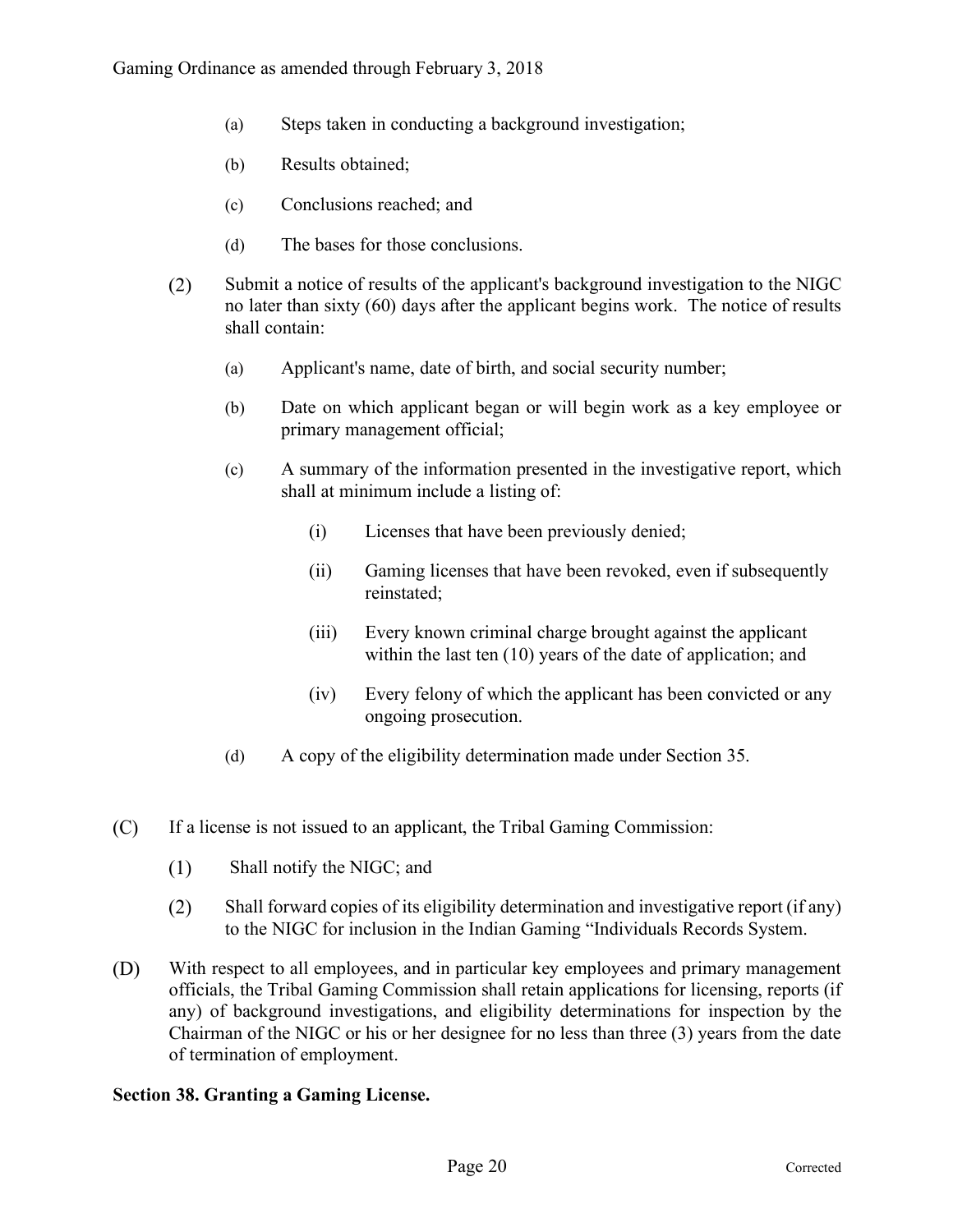(a) Steps taken in conducting a background investigation;

(b) Results obtained;

(c) Conclusions reached; and

(d) The bases for those conclusions.

(2) Submit a notice of results of the applicant's background investigation to the NIGC no later than sixty (60) days after the applicant begins work. The notice of results shall contain:

(a) Applicant's name, date of birth, and social security number;

(b) Date on which applicant began or will begin work as a key employee or primary management official;

(c) A summary of the information presented in the investigative report, which shall at minimum include a listing of:

(i) Licenses that have been previously denied;

(ii) Gaming licenses that have been revoked, even if subsequently reinstated;

(iii) Every known criminal charge brought against the applicant within the last ten (10) years of the date of application; and

(iv) Every felony of which the applicant has been convicted or any ongoing prosecution.

(d) A copy of the eligibility determination made under Section 35.

(C) If a license is not issued to an applicant, the Tribal Gaming Commission:

(1) Shall notify the NIGC; and

(2) Shall forward copies of its eligibility determination and investigative report (if any) to the NIGC for inclusion in the Indian Gaming "Individuals Records System.

(D) With respect to all employees, and in particular key employees and primary management officials, the Tribal Gaming Commission shall retain applications for licensing, reports (if any) of background investigations, and eligibility determinations for inspection by the Chairman of the NIGC or his or her designee for no less than three (3) years from the date of termination of employment.

**Section 38. Granting a Gaming License.**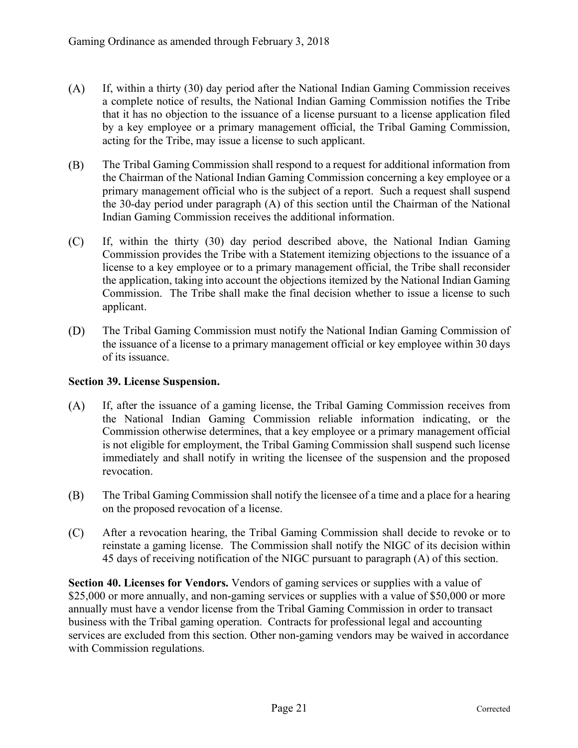(A) If, within a thirty (30) day period after the National Indian Gaming Commission receives a complete notice of results, the National Indian Gaming Commission notifies the Tribe that it has no objection to the issuance of a license pursuant to a license application filed by a key employee or a primary management official, the Tribal Gaming Commission, acting for the Tribe, may issue a license to such applicant.

(B) The Tribal Gaming Commission shall respond to a request for additional information from the Chairman of the National Indian Gaming Commission concerning a key employee or a primary management official who is the subject of a report. Such a request shall suspend the 30-day period under paragraph (A) of this section until the Chairman of the National Indian Gaming Commission receives the additional information.

(C) If, within the thirty (30) day period described above, the National Indian Gaming Commission provides the Tribe with a Statement itemizing objections to the issuance of a license to a key employee or to a primary management official, the Tribe shall reconsider the application, taking into account the objections itemized by the National Indian Gaming Commission. The Tribe shall make the final decision whether to issue a license to such applicant.

(D) The Tribal Gaming Commission must notify the National Indian Gaming Commission of the issuance of a license to a primary management official or key employee within 30 days of its issuance.

**Section 39. License Suspension.**

(A) If, after the issuance of a gaming license, the Tribal Gaming Commission receives from the National Indian Gaming Commission reliable information indicating, or the Commission otherwise determines, that a key employee or a primary management official is not eligible for employment, the Tribal Gaming Commission shall suspend such license immediately and shall notify in writing the licensee of the suspension and the proposed revocation.

(B) The Tribal Gaming Commission shall notify the licensee of a time and a place for a hearing on the proposed revocation of a license.

(C) After a revocation hearing, the Tribal Gaming Commission shall decide to revoke or to reinstate a gaming license. The Commission shall notify the NIGC of its decision within 45 days of receiving notification of the NIGC pursuant to paragraph (A) of this section.

**Section 40. Licenses for Vendors.** Vendors of gaming services or supplies with a value of $25,000 or more annually, and non-gaming services or supplies with a value of $50,000 or more annually must have a vendor license from the Tribal Gaming Commission in order to transact business with the Tribal gaming operation. Contracts for professional legal and accounting services are excluded from this section. Other non-gaming vendors may be waived in accordance with Commission regulations.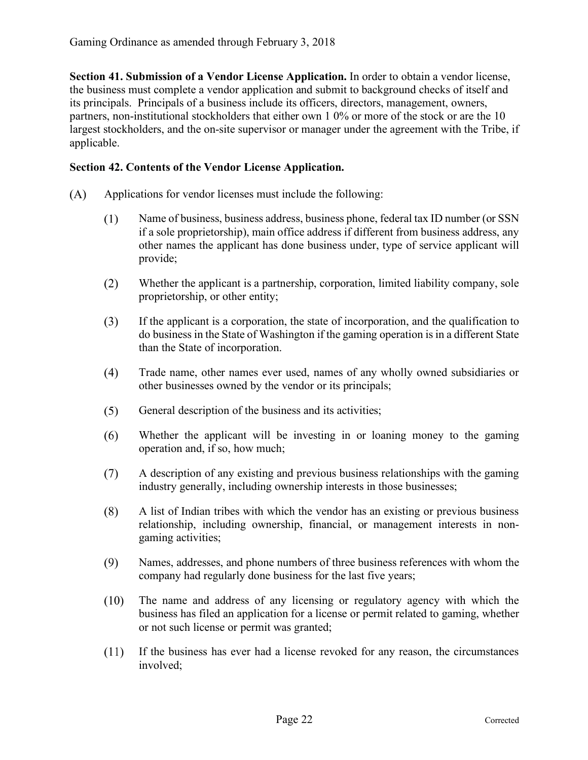**Section 41. Submission of a Vendor License Application.** In order to obtain a vendor license, the business must complete a vendor application and submit to background checks of itself and its principals. Principals of a business include its officers, directors, management, owners, partners, non-institutional stockholders that either own 1 0% or more of the stock or are the 10 largest stockholders, and the on-site supervisor or manager under the agreement with the Tribe, if applicable.

**Section 42. Contents of the Vendor License Application.**

(A) Applications for vendor licenses must include the following:

(1) Name of business, business address, business phone, federal tax ID number (or SSN if a sole proprietorship), main office address if different from business address, any other names the applicant has done business under, type of service applicant will provide;

(2) Whether the applicant is a partnership, corporation, limited liability company, sole proprietorship, or other entity;

(3) If the applicant is a corporation, the state of incorporation, and the qualification to do business in the State of Washington if the gaming operation is in a different State than the State of incorporation.

(4) Trade name, other names ever used, names of any wholly owned subsidiaries or other businesses owned by the vendor or its principals;

(5) General description of the business and its activities;

(6) Whether the applicant will be investing in or loaning money to the gaming operation and, if so, how much;

(7) A description of any existing and previous business relationships with the gaming industry generally, including ownership interests in those businesses;

(8) A list of Indian tribes with which the vendor has an existing or previous business relationship, including ownership, financial, or management interests in non-gaming activities;

(9) Names, addresses, and phone numbers of three business references with whom the company had regularly done business for the last five years;

(10) The name and address of any licensing or regulatory agency with which the business has filed an application for a license or permit related to gaming, whether or not such license or permit was granted;

(11) If the business has ever had a license revoked for any reason, the circumstances involved;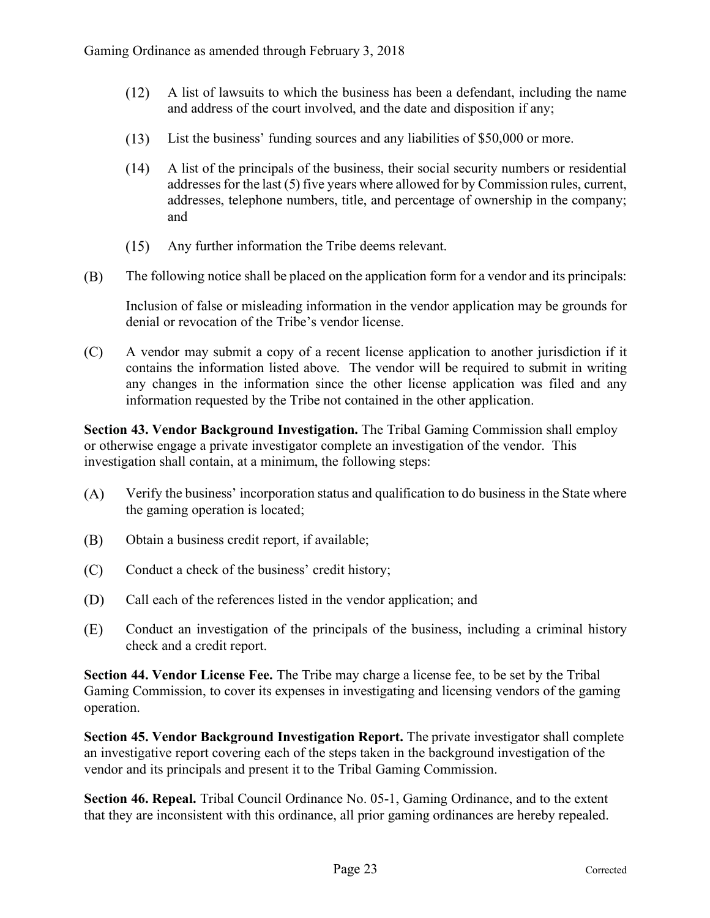(12) A list of lawsuits to which the business has been a defendant, including the name and address of the court involved, and the date and disposition if any;

(13) List the business' funding sources and any liabilities of $50,000 or more.

(14) A list of the principals of the business, their social security numbers or residential addresses for the last (5) five years where allowed for by Commission rules, current, addresses, telephone numbers, title, and percentage of ownership in the company; and

(15) Any further information the Tribe deems relevant.

(B) The following notice shall be placed on the application form for a vendor and its principals:

Inclusion of false or misleading information in the vendor application may be grounds for denial or revocation of the Tribe's vendor license.

(C) A vendor may submit a copy of a recent license application to another jurisdiction if it contains the information listed above. The vendor will be required to submit in writing any changes in the information since the other license application was filed and any information requested by the Tribe not contained in the other application.

**Section 43. Vendor Background Investigation.** The Tribal Gaming Commission shall employ or otherwise engage a private investigator complete an investigation of the vendor. This investigation shall contain, at a minimum, the following steps:

(A) Verify the business' incorporation status and qualification to do business in the State where the gaming operation is located;

(B) Obtain a business credit report, if available;

(C) Conduct a check of the business' credit history;

(D) Call each of the references listed in the vendor application; and

(E) Conduct an investigation of the principals of the business, including a criminal history check and a credit report.

**Section 44. Vendor License Fee.** The Tribe may charge a license fee, to be set by the Tribal Gaming Commission, to cover its expenses in investigating and licensing vendors of the gaming operation.

**Section 45. Vendor Background Investigation Report.** The private investigator shall complete an investigative report covering each of the steps taken in the background investigation of the vendor and its principals and present it to the Tribal Gaming Commission.

**Section 46. Repeal.** Tribal Council Ordinance No. 05-1, Gaming Ordinance, and to the extent that they are inconsistent with this ordinance, all prior gaming ordinances are hereby repealed.